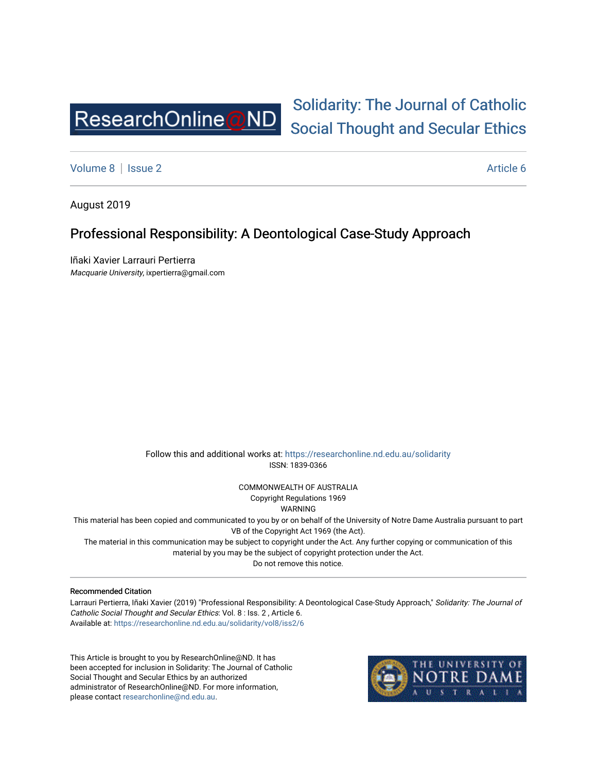ResearchOnline@ND

Solidarity: The Journal of Catholic Social Thought and Secular Ethics

Volume 8 | Issue 2 — Article 6

August 2019

# Professional Responsibility: A Deontological Case-Study Approach

Iñaki Xavier Larrauri Pertierra
*Macquarie University*, ixpertierra@gmail.com

Follow this and additional works at: https://researchonline.nd.edu.au/solidarity
ISSN: 1839-0366

COMMONWEALTH OF AUSTRALIA
Copyright Regulations 1969
WARNING
This material has been copied and communicated to you by or on behalf of the University of Notre Dame Australia pursuant to part VB of the Copyright Act 1969 (the Act).
The material in this communication may be subject to copyright under the Act. Any further copying or communication of this material by you may be the subject of copyright protection under the Act.
Do not remove this notice.

**Recommended Citation**
Larrauri Pertierra, Iñaki Xavier (2019) "Professional Responsibility: A Deontological Case-Study Approach," *Solidarity: The Journal of Catholic Social Thought and Secular Ethics*: Vol. 8 : Iss. 2 , Article 6.
Available at: https://researchonline.nd.edu.au/solidarity/vol8/iss2/6

This Article is brought to you by ResearchOnline@ND. It has been accepted for inclusion in Solidarity: The Journal of Catholic Social Thought and Secular Ethics by an authorized administrator of ResearchOnline@ND. For more information, please contact researchonline@nd.edu.au.

THE UNIVERSITY OF NOTRE DAME AUSTRALIA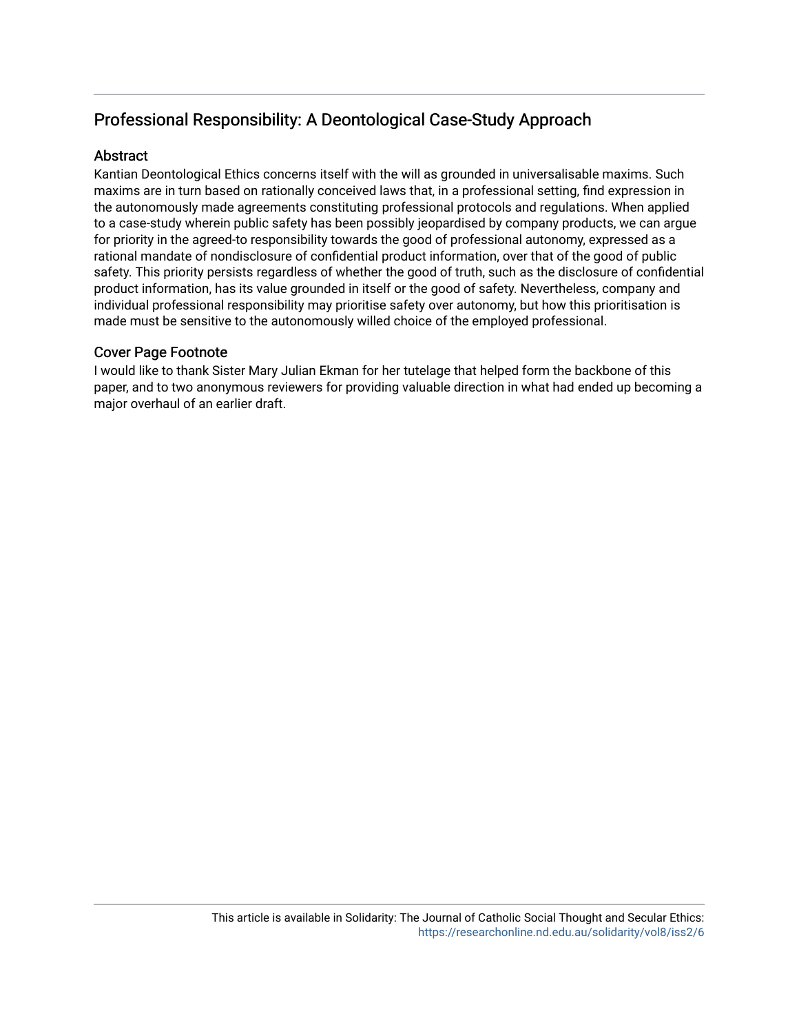# Professional Responsibility: A Deontological Case-Study Approach

## Abstract

Kantian Deontological Ethics concerns itself with the will as grounded in universalisable maxims. Such maxims are in turn based on rationally conceived laws that, in a professional setting, find expression in the autonomously made agreements constituting professional protocols and regulations. When applied to a case-study wherein public safety has been possibly jeopardised by company products, we can argue for priority in the agreed-to responsibility towards the good of professional autonomy, expressed as a rational mandate of nondisclosure of confidential product information, over that of the good of public safety. This priority persists regardless of whether the good of truth, such as the disclosure of confidential product information, has its value grounded in itself or the good of safety. Nevertheless, company and individual professional responsibility may prioritise safety over autonomy, but how this prioritisation is made must be sensitive to the autonomously willed choice of the employed professional.

## Cover Page Footnote

I would like to thank Sister Mary Julian Ekman for her tutelage that helped form the backbone of this paper, and to two anonymous reviewers for providing valuable direction in what had ended up becoming a major overhaul of an earlier draft.

This article is available in Solidarity: The Journal of Catholic Social Thought and Secular Ethics: https://researchonline.nd.edu.au/solidarity/vol8/iss2/6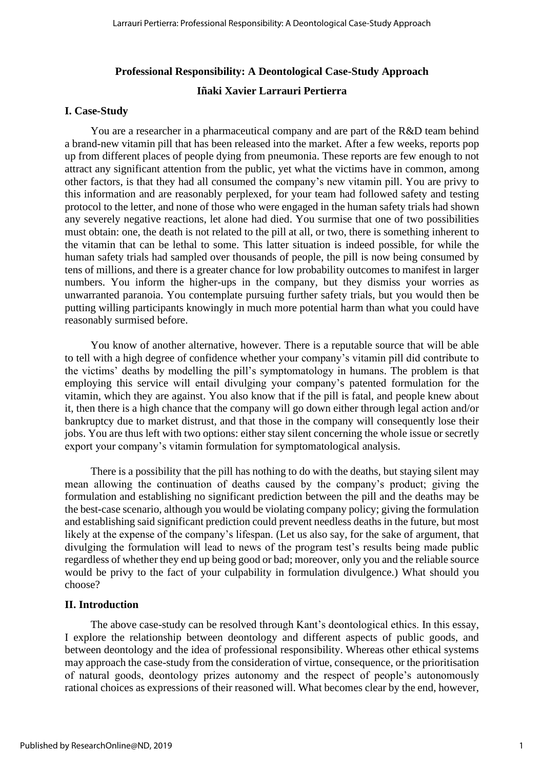**Professional Responsibility: A Deontological Case-Study Approach**

**Iñaki Xavier Larrauri Pertierra**

## I. Case-Study

You are a researcher in a pharmaceutical company and are part of the R&D team behind a brand-new vitamin pill that has been released into the market. After a few weeks, reports pop up from different places of people dying from pneumonia. These reports are few enough to not attract any significant attention from the public, yet what the victims have in common, among other factors, is that they had all consumed the company's new vitamin pill. You are privy to this information and are reasonably perplexed, for your team had followed safety and testing protocol to the letter, and none of those who were engaged in the human safety trials had shown any severely negative reactions, let alone had died. You surmise that one of two possibilities must obtain: one, the death is not related to the pill at all, or two, there is something inherent to the vitamin that can be lethal to some. This latter situation is indeed possible, for while the human safety trials had sampled over thousands of people, the pill is now being consumed by tens of millions, and there is a greater chance for low probability outcomes to manifest in larger numbers. You inform the higher-ups in the company, but they dismiss your worries as unwarranted paranoia. You contemplate pursuing further safety trials, but you would then be putting willing participants knowingly in much more potential harm than what you could have reasonably surmised before.

You know of another alternative, however. There is a reputable source that will be able to tell with a high degree of confidence whether your company's vitamin pill did contribute to the victims' deaths by modelling the pill's symptomatology in humans. The problem is that employing this service will entail divulging your company's patented formulation for the vitamin, which they are against. You also know that if the pill is fatal, and people knew about it, then there is a high chance that the company will go down either through legal action and/or bankruptcy due to market distrust, and that those in the company will consequently lose their jobs. You are thus left with two options: either stay silent concerning the whole issue or secretly export your company's vitamin formulation for symptomatological analysis.

There is a possibility that the pill has nothing to do with the deaths, but staying silent may mean allowing the continuation of deaths caused by the company's product; giving the formulation and establishing no significant prediction between the pill and the deaths may be the best-case scenario, although you would be violating company policy; giving the formulation and establishing said significant prediction could prevent needless deaths in the future, but most likely at the expense of the company's lifespan. (Let us also say, for the sake of argument, that divulging the formulation will lead to news of the program test's results being made public regardless of whether they end up being good or bad; moreover, only you and the reliable source would be privy to the fact of your culpability in formulation divulgence.) What should you choose?

## II. Introduction

The above case-study can be resolved through Kant's deontological ethics. In this essay, I explore the relationship between deontology and different aspects of public goods, and between deontology and the idea of professional responsibility. Whereas other ethical systems may approach the case-study from the consideration of virtue, consequence, or the prioritisation of natural goods, deontology prizes autonomy and the respect of people's autonomously rational choices as expressions of their reasoned will. What becomes clear by the end, however,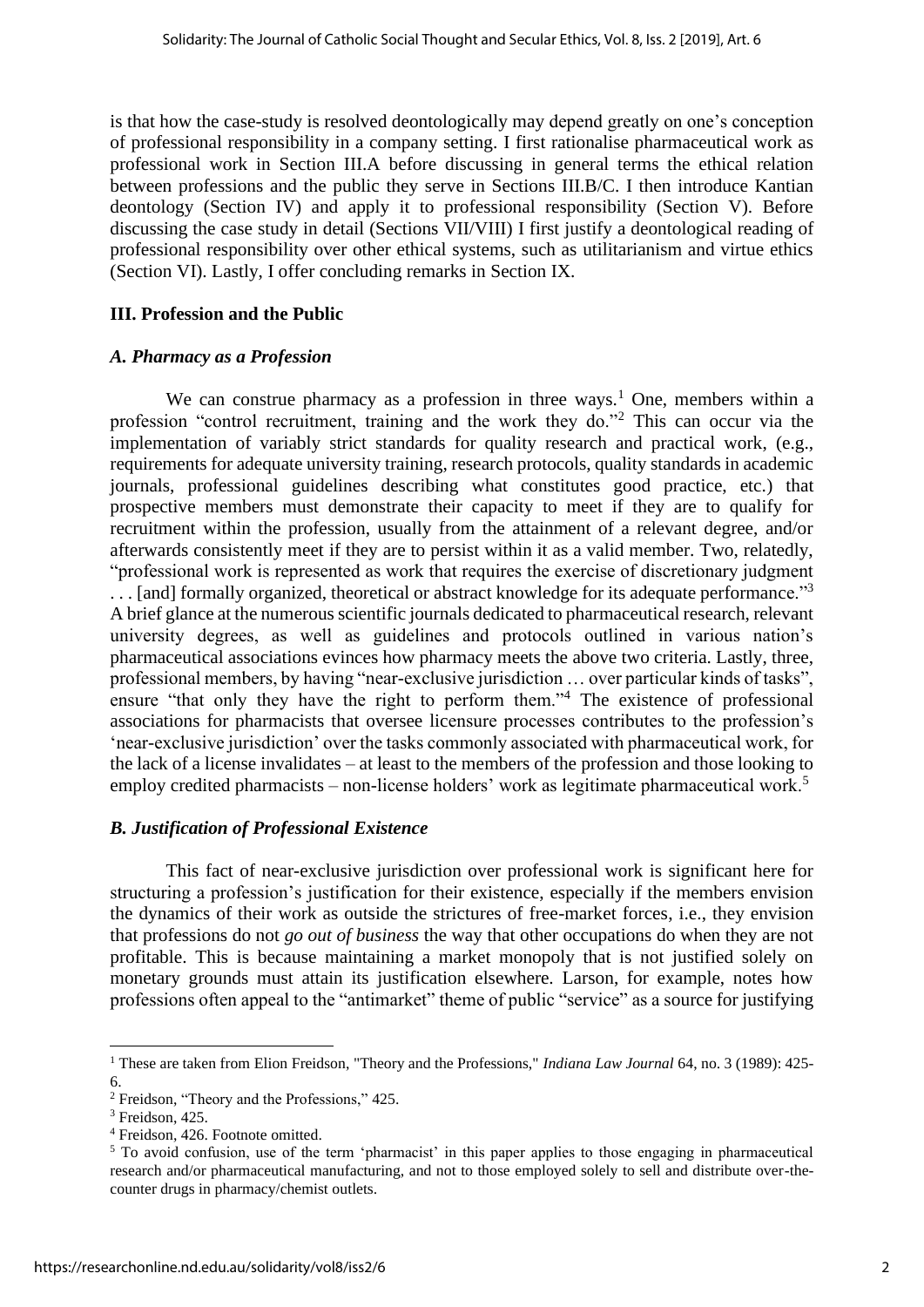is that how the case-study is resolved deontologically may depend greatly on one's conception of professional responsibility in a company setting. I first rationalise pharmaceutical work as professional work in Section III.A before discussing in general terms the ethical relation between professions and the public they serve in Sections III.B/C. I then introduce Kantian deontology (Section IV) and apply it to professional responsibility (Section V). Before discussing the case study in detail (Sections VII/VIII) I first justify a deontological reading of professional responsibility over other ethical systems, such as utilitarianism and virtue ethics (Section VI). Lastly, I offer concluding remarks in Section IX.

## III. Profession and the Public

### *A. Pharmacy as a Profession*

We can construe pharmacy as a profession in three ways.[1] One, members within a profession "control recruitment, training and the work they do."[2] This can occur via the implementation of variably strict standards for quality research and practical work, (e.g., requirements for adequate university training, research protocols, quality standards in academic journals, professional guidelines describing what constitutes good practice, etc.) that prospective members must demonstrate their capacity to meet if they are to qualify for recruitment within the profession, usually from the attainment of a relevant degree, and/or afterwards consistently meet if they are to persist within it as a valid member. Two, relatedly, "professional work is represented as work that requires the exercise of discretionary judgment . . . [and] formally organized, theoretical or abstract knowledge for its adequate performance."[3] A brief glance at the numerous scientific journals dedicated to pharmaceutical research, relevant university degrees, as well as guidelines and protocols outlined in various nation's pharmaceutical associations evinces how pharmacy meets the above two criteria. Lastly, three, professional members, by having "near-exclusive jurisdiction … over particular kinds of tasks", ensure "that only they have the right to perform them."[4] The existence of professional associations for pharmacists that oversee licensure processes contributes to the profession's 'near-exclusive jurisdiction' over the tasks commonly associated with pharmaceutical work, for the lack of a license invalidates – at least to the members of the profession and those looking to employ credited pharmacists – non-license holders' work as legitimate pharmaceutical work.[5]

### *B. Justification of Professional Existence*

This fact of near-exclusive jurisdiction over professional work is significant here for structuring a profession's justification for their existence, especially if the members envision the dynamics of their work as outside the strictures of free-market forces, i.e., they envision that professions do not *go out of business* the way that other occupations do when they are not profitable. This is because maintaining a market monopoly that is not justified solely on monetary grounds must attain its justification elsewhere. Larson, for example, notes how professions often appeal to the "antimarket" theme of public "service" as a source for justifying

---

[1] These are taken from Elion Freidson, "Theory and the Professions," *Indiana Law Journal* 64, no. 3 (1989): 425-6.

[2] Freidson, "Theory and the Professions," 425.

[3] Freidson, 425.

[4] Freidson, 426. Footnote omitted.

[5] To avoid confusion, use of the term 'pharmacist' in this paper applies to those engaging in pharmaceutical research and/or pharmaceutical manufacturing, and not to those employed solely to sell and distribute over-the-counter drugs in pharmacy/chemist outlets.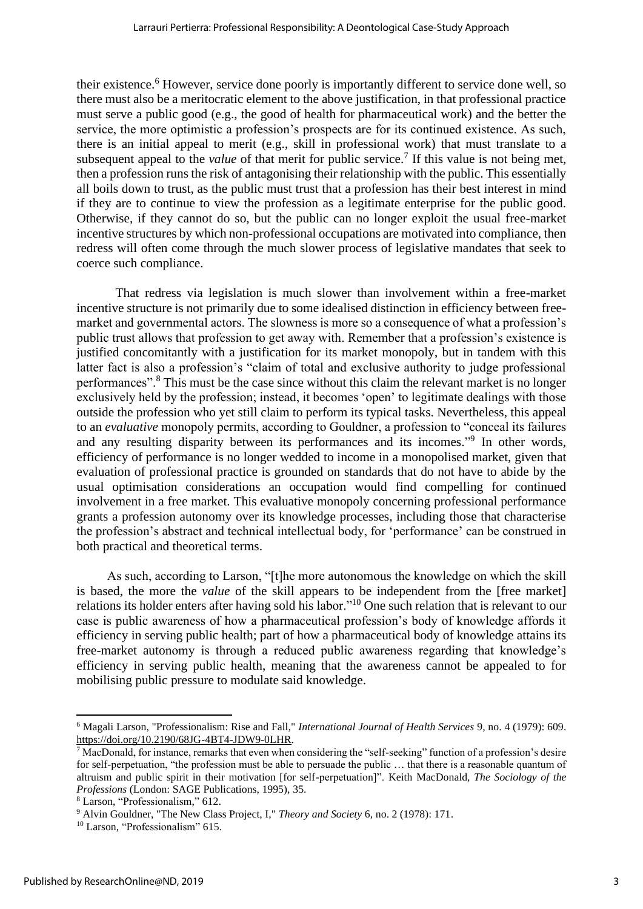their existence.[6] However, service done poorly is importantly different to service done well, so there must also be a meritocratic element to the above justification, in that professional practice must serve a public good (e.g., the good of health for pharmaceutical work) and the better the service, the more optimistic a profession's prospects are for its continued existence. As such, there is an initial appeal to merit (e.g., skill in professional work) that must translate to a subsequent appeal to the *value* of that merit for public service.[7] If this value is not being met, then a profession runs the risk of antagonising their relationship with the public. This essentially all boils down to trust, as the public must trust that a profession has their best interest in mind if they are to continue to view the profession as a legitimate enterprise for the public good. Otherwise, if they cannot do so, but the public can no longer exploit the usual free-market incentive structures by which non-professional occupations are motivated into compliance, then redress will often come through the much slower process of legislative mandates that seek to coerce such compliance.

That redress via legislation is much slower than involvement within a free-market incentive structure is not primarily due to some idealised distinction in efficiency between free-market and governmental actors. The slowness is more so a consequence of what a profession's public trust allows that profession to get away with. Remember that a profession's existence is justified concomitantly with a justification for its market monopoly, but in tandem with this latter fact is also a profession's "claim of total and exclusive authority to judge professional performances".[8] This must be the case since without this claim the relevant market is no longer exclusively held by the profession; instead, it becomes 'open' to legitimate dealings with those outside the profession who yet still claim to perform its typical tasks. Nevertheless, this appeal to an *evaluative* monopoly permits, according to Gouldner, a profession to "conceal its failures and any resulting disparity between its performances and its incomes."[9] In other words, efficiency of performance is no longer wedded to income in a monopolised market, given that evaluation of professional practice is grounded on standards that do not have to abide by the usual optimisation considerations an occupation would find compelling for continued involvement in a free market. This evaluative monopoly concerning professional performance grants a profession autonomy over its knowledge processes, including those that characterise the profession's abstract and technical intellectual body, for 'performance' can be construed in both practical and theoretical terms.

As such, according to Larson, "[t]he more autonomous the knowledge on which the skill is based, the more the *value* of the skill appears to be independent from the [free market] relations its holder enters after having sold his labor."[10] One such relation that is relevant to our case is public awareness of how a pharmaceutical profession's body of knowledge affords it efficiency in serving public health; part of how a pharmaceutical body of knowledge attains its free-market autonomy is through a reduced public awareness regarding that knowledge's efficiency in serving public health, meaning that the awareness cannot be appealed to for mobilising public pressure to modulate said knowledge.

---

[6] Magali Larson, "Professionalism: Rise and Fall," *International Journal of Health Services* 9, no. 4 (1979): 609. https://doi.org/10.2190/68JG-4BT4-JDW9-0LHR.

[7] MacDonald, for instance, remarks that even when considering the "self-seeking" function of a profession's desire for self-perpetuation, "the profession must be able to persuade the public … that there is a reasonable quantum of altruism and public spirit in their motivation [for self-perpetuation]". Keith MacDonald, *The Sociology of the Professions* (London: SAGE Publications, 1995), 35.

[8] Larson, "Professionalism," 612.

[9] Alvin Gouldner, "The New Class Project, I," *Theory and Society* 6, no. 2 (1978): 171.

[10] Larson, "Professionalism" 615.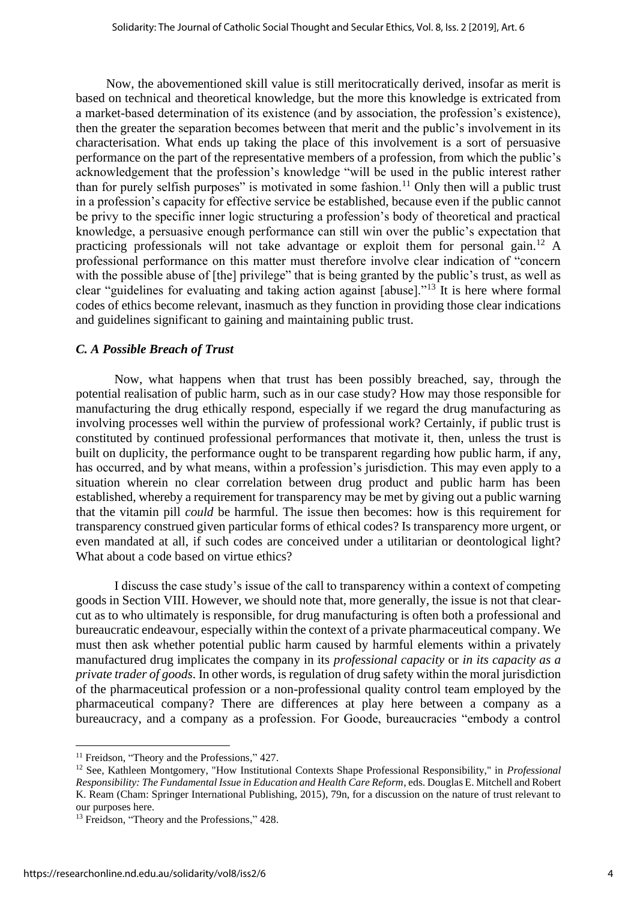Now, the abovementioned skill value is still meritocratically derived, insofar as merit is based on technical and theoretical knowledge, but the more this knowledge is extricated from a market-based determination of its existence (and by association, the profession's existence), then the greater the separation becomes between that merit and the public's involvement in its characterisation. What ends up taking the place of this involvement is a sort of persuasive performance on the part of the representative members of a profession, from which the public's acknowledgement that the profession's knowledge "will be used in the public interest rather than for purely selfish purposes" is motivated in some fashion.[11] Only then will a public trust in a profession's capacity for effective service be established, because even if the public cannot be privy to the specific inner logic structuring a profession's body of theoretical and practical knowledge, a persuasive enough performance can still win over the public's expectation that practicing professionals will not take advantage or exploit them for personal gain.[12] A professional performance on this matter must therefore involve clear indication of "concern with the possible abuse of [the] privilege" that is being granted by the public's trust, as well as clear "guidelines for evaluating and taking action against [abuse]."[13] It is here where formal codes of ethics become relevant, inasmuch as they function in providing those clear indications and guidelines significant to gaining and maintaining public trust.

### *C. A Possible Breach of Trust*

Now, what happens when that trust has been possibly breached, say, through the potential realisation of public harm, such as in our case study? How may those responsible for manufacturing the drug ethically respond, especially if we regard the drug manufacturing as involving processes well within the purview of professional work? Certainly, if public trust is constituted by continued professional performances that motivate it, then, unless the trust is built on duplicity, the performance ought to be transparent regarding how public harm, if any, has occurred, and by what means, within a profession's jurisdiction. This may even apply to a situation wherein no clear correlation between drug product and public harm has been established, whereby a requirement for transparency may be met by giving out a public warning that the vitamin pill *could* be harmful. The issue then becomes: how is this requirement for transparency construed given particular forms of ethical codes? Is transparency more urgent, or even mandated at all, if such codes are conceived under a utilitarian or deontological light? What about a code based on virtue ethics?

I discuss the case study's issue of the call to transparency within a context of competing goods in Section VIII. However, we should note that, more generally, the issue is not that clear-cut as to who ultimately is responsible, for drug manufacturing is often both a professional and bureaucratic endeavour, especially within the context of a private pharmaceutical company. We must then ask whether potential public harm caused by harmful elements within a privately manufactured drug implicates the company in its *professional capacity* or *in its capacity as a private trader of goods*. In other words, is regulation of drug safety within the moral jurisdiction of the pharmaceutical profession or a non-professional quality control team employed by the pharmaceutical company? There are differences at play here between a company as a bureaucracy, and a company as a profession. For Goode, bureaucracies "embody a control

---

[11] Freidson, "Theory and the Professions," 427.

[12] See, Kathleen Montgomery, "How Institutional Contexts Shape Professional Responsibility," in *Professional Responsibility: The Fundamental Issue in Education and Health Care Reform*, eds. Douglas E. Mitchell and Robert K. Ream (Cham: Springer International Publishing, 2015), 79n, for a discussion on the nature of trust relevant to our purposes here.

[13] Freidson, "Theory and the Professions," 428.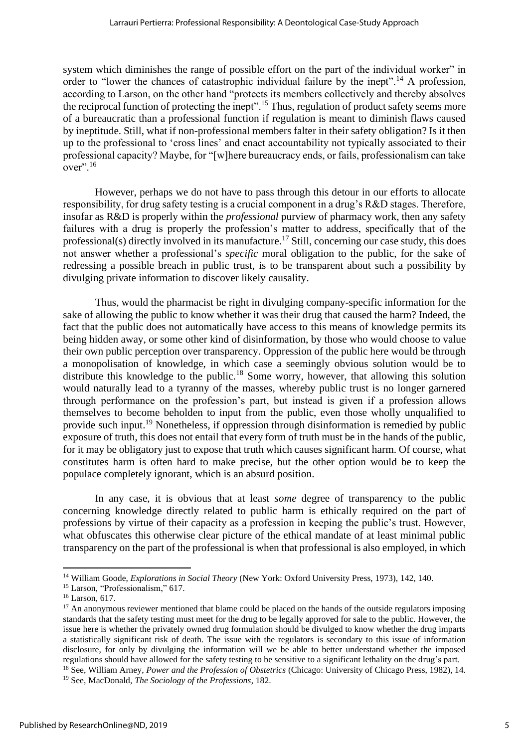system which diminishes the range of possible effort on the part of the individual worker" in order to "lower the chances of catastrophic individual failure by the inept".[14] A profession, according to Larson, on the other hand "protects its members collectively and thereby absolves the reciprocal function of protecting the inept".[15] Thus, regulation of product safety seems more of a bureaucratic than a professional function if regulation is meant to diminish flaws caused by ineptitude. Still, what if non-professional members falter in their safety obligation? Is it then up to the professional to 'cross lines' and enact accountability not typically associated to their professional capacity? Maybe, for "[w]here bureaucracy ends, or fails, professionalism can take over".[16]

However, perhaps we do not have to pass through this detour in our efforts to allocate responsibility, for drug safety testing is a crucial component in a drug's R&D stages. Therefore, insofar as R&D is properly within the *professional* purview of pharmacy work, then any safety failures with a drug is properly the profession's matter to address, specifically that of the professional(s) directly involved in its manufacture.[17] Still, concerning our case study, this does not answer whether a professional's *specific* moral obligation to the public, for the sake of redressing a possible breach in public trust, is to be transparent about such a possibility by divulging private information to discover likely causality.

Thus, would the pharmacist be right in divulging company-specific information for the sake of allowing the public to know whether it was their drug that caused the harm? Indeed, the fact that the public does not automatically have access to this means of knowledge permits its being hidden away, or some other kind of disinformation, by those who would choose to value their own public perception over transparency. Oppression of the public here would be through a monopolisation of knowledge, in which case a seemingly obvious solution would be to distribute this knowledge to the public.[18] Some worry, however, that allowing this solution would naturally lead to a tyranny of the masses, whereby public trust is no longer garnered through performance on the profession's part, but instead is given if a profession allows themselves to become beholden to input from the public, even those wholly unqualified to provide such input.[19] Nonetheless, if oppression through disinformation is remedied by public exposure of truth, this does not entail that every form of truth must be in the hands of the public, for it may be obligatory just to expose that truth which causes significant harm. Of course, what constitutes harm is often hard to make precise, but the other option would be to keep the populace completely ignorant, which is an absurd position.

In any case, it is obvious that at least *some* degree of transparency to the public concerning knowledge directly related to public harm is ethically required on the part of professions by virtue of their capacity as a profession in keeping the public's trust. However, what obfuscates this otherwise clear picture of the ethical mandate of at least minimal public transparency on the part of the professional is when that professional is also employed, in which

---

[14] William Goode, *Explorations in Social Theory* (New York: Oxford University Press, 1973), 142, 140.

[15] Larson, "Professionalism," 617.

[16] Larson, 617.

[17] An anonymous reviewer mentioned that blame could be placed on the hands of the outside regulators imposing standards that the safety testing must meet for the drug to be legally approved for sale to the public. However, the issue here is whether the privately owned drug formulation should be divulged to know whether the drug imparts a statistically significant risk of death. The issue with the regulators is secondary to this issue of information disclosure, for only by divulging the information will we be able to better understand whether the imposed regulations should have allowed for the safety testing to be sensitive to a significant lethality on the drug's part.

[18] See, William Arney, *Power and the Profession of Obstetrics* (Chicago: University of Chicago Press, 1982), 14.

[19] See, MacDonald, *The Sociology of the Professions*, 182.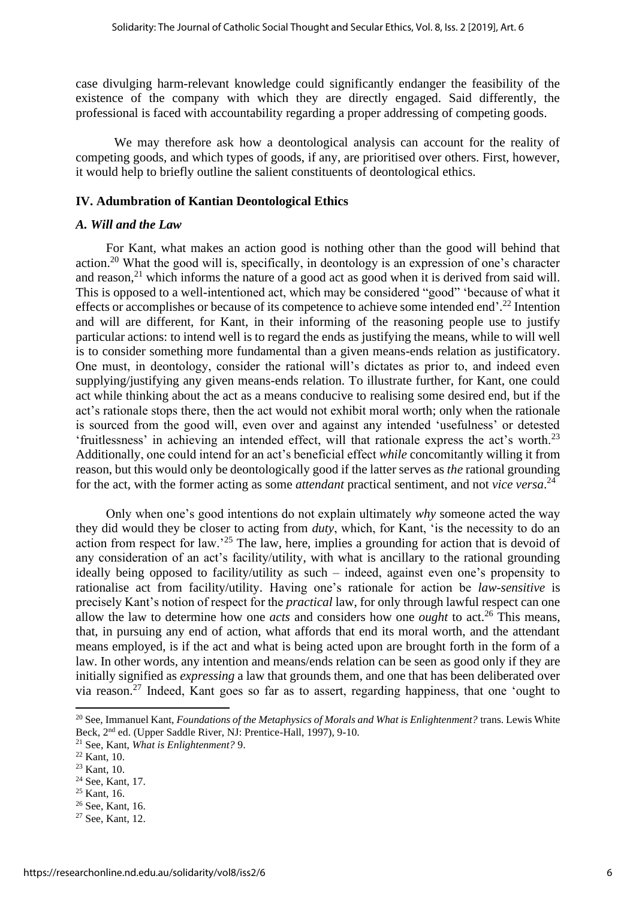case divulging harm-relevant knowledge could significantly endanger the feasibility of the existence of the company with which they are directly engaged. Said differently, the professional is faced with accountability regarding a proper addressing of competing goods.

We may therefore ask how a deontological analysis can account for the reality of competing goods, and which types of goods, if any, are prioritised over others. First, however, it would help to briefly outline the salient constituents of deontological ethics.

## IV. Adumbration of Kantian Deontological Ethics

### *A. Will and the Law*

For Kant, what makes an action good is nothing other than the good will behind that action.[20] What the good will is, specifically, in deontology is an expression of one's character and reason,[21] which informs the nature of a good act as good when it is derived from said will. This is opposed to a well-intentioned act, which may be considered "good" 'because of what it effects or accomplishes or because of its competence to achieve some intended end'.[22] Intention and will are different, for Kant, in their informing of the reasoning people use to justify particular actions: to intend well is to regard the ends as justifying the means, while to will well is to consider something more fundamental than a given means-ends relation as justificatory. One must, in deontology, consider the rational will's dictates as prior to, and indeed even supplying/justifying any given means-ends relation. To illustrate further, for Kant, one could act while thinking about the act as a means conducive to realising some desired end, but if the act's rationale stops there, then the act would not exhibit moral worth; only when the rationale is sourced from the good will, even over and against any intended 'usefulness' or detested 'fruitlessness' in achieving an intended effect, will that rationale express the act's worth.[23] Additionally, one could intend for an act's beneficial effect *while* concomitantly willing it from reason, but this would only be deontologically good if the latter serves as *the* rational grounding for the act, with the former acting as some *attendant* practical sentiment, and not *vice versa*.[24]

Only when one's good intentions do not explain ultimately *why* someone acted the way they did would they be closer to acting from *duty*, which, for Kant, 'is the necessity to do an action from respect for law.'[25] The law, here, implies a grounding for action that is devoid of any consideration of an act's facility/utility, with what is ancillary to the rational grounding ideally being opposed to facility/utility as such – indeed, against even one's propensity to rationalise act from facility/utility. Having one's rationale for action be *law-sensitive* is precisely Kant's notion of respect for the *practical* law, for only through lawful respect can one allow the law to determine how one *acts* and considers how one *ought* to act.[26] This means, that, in pursuing any end of action, what affords that end its moral worth, and the attendant means employed, is if the act and what is being acted upon are brought forth in the form of a law. In other words, any intention and means/ends relation can be seen as good only if they are initially signified as *expressing* a law that grounds them, and one that has been deliberated over via reason.[27] Indeed, Kant goes so far as to assert, regarding happiness, that one 'ought to

---

[20] See, Immanuel Kant, *Foundations of the Metaphysics of Morals and What is Enlightenment?* trans. Lewis White Beck, 2nd ed. (Upper Saddle River, NJ: Prentice-Hall, 1997), 9-10.

[21] See, Kant, *What is Enlightenment?* 9.

[22] Kant, 10.

[23] Kant, 10.

[24] See, Kant, 17.

[25] Kant, 16.

[26] See, Kant, 16.

[27] See, Kant, 12.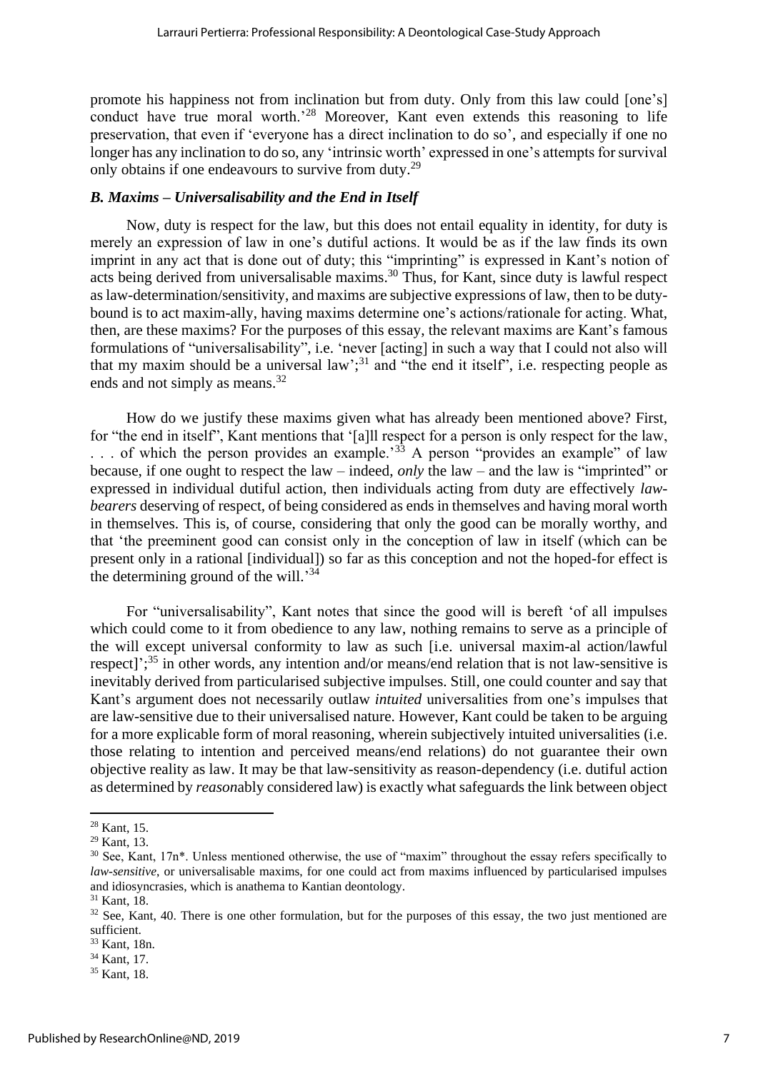promote his happiness not from inclination but from duty. Only from this law could [one's] conduct have true moral worth.'[28] Moreover, Kant even extends this reasoning to life preservation, that even if 'everyone has a direct inclination to do so', and especially if one no longer has any inclination to do so, any 'intrinsic worth' expressed in one's attempts for survival only obtains if one endeavours to survive from duty.[29]

### *B. Maxims – Universalisability and the End in Itself*

Now, duty is respect for the law, but this does not entail equality in identity, for duty is merely an expression of law in one's dutiful actions. It would be as if the law finds its own imprint in any act that is done out of duty; this "imprinting" is expressed in Kant's notion of acts being derived from universalisable maxims.[30] Thus, for Kant, since duty is lawful respect as law-determination/sensitivity, and maxims are subjective expressions of law, then to be duty-bound is to act maxim-ally, having maxims determine one's actions/rationale for acting. What, then, are these maxims? For the purposes of this essay, the relevant maxims are Kant's famous formulations of "universalisability", i.e. 'never [acting] in such a way that I could not also will that my maxim should be a universal law';[31] and "the end it itself", i.e. respecting people as ends and not simply as means.[32]

How do we justify these maxims given what has already been mentioned above? First, for "the end in itself", Kant mentions that '[a]ll respect for a person is only respect for the law, . . . of which the person provides an example.'[33] A person "provides an example" of law because, if one ought to respect the law – indeed, *only* the law – and the law is "imprinted" or expressed in individual dutiful action, then individuals acting from duty are effectively *law-bearers* deserving of respect, of being considered as ends in themselves and having moral worth in themselves. This is, of course, considering that only the good can be morally worthy, and that 'the preeminent good can consist only in the conception of law in itself (which can be present only in a rational [individual]) so far as this conception and not the hoped-for effect is the determining ground of the will.'[34]

For "universalisability", Kant notes that since the good will is bereft 'of all impulses which could come to it from obedience to any law, nothing remains to serve as a principle of the will except universal conformity to law as such [i.e. universal maxim-al action/lawful respect]';[35] in other words, any intention and/or means/end relation that is not law-sensitive is inevitably derived from particularised subjective impulses. Still, one could counter and say that Kant's argument does not necessarily outlaw *intuited* universalities from one's impulses that are law-sensitive due to their universalised nature. However, Kant could be taken to be arguing for a more explicable form of moral reasoning, wherein subjectively intuited universalities (i.e. those relating to intention and perceived means/end relations) do not guarantee their own objective reality as law. It may be that law-sensitivity as reason-dependency (i.e. dutiful action as determined by *reason*ably considered law) is exactly what safeguards the link between object

---

[28] Kant, 15.

[29] Kant, 13.

[30] See, Kant, 17n*. Unless mentioned otherwise, the use of "maxim" throughout the essay refers specifically to *law-sensitive*, or universalisable maxims, for one could act from maxims influenced by particularised impulses and idiosyncrasies, which is anathema to Kantian deontology.

[31] Kant, 18.

[32] See, Kant, 40. There is one other formulation, but for the purposes of this essay, the two just mentioned are sufficient.

[33] Kant, 18n.

[34] Kant, 17.

[35] Kant, 18.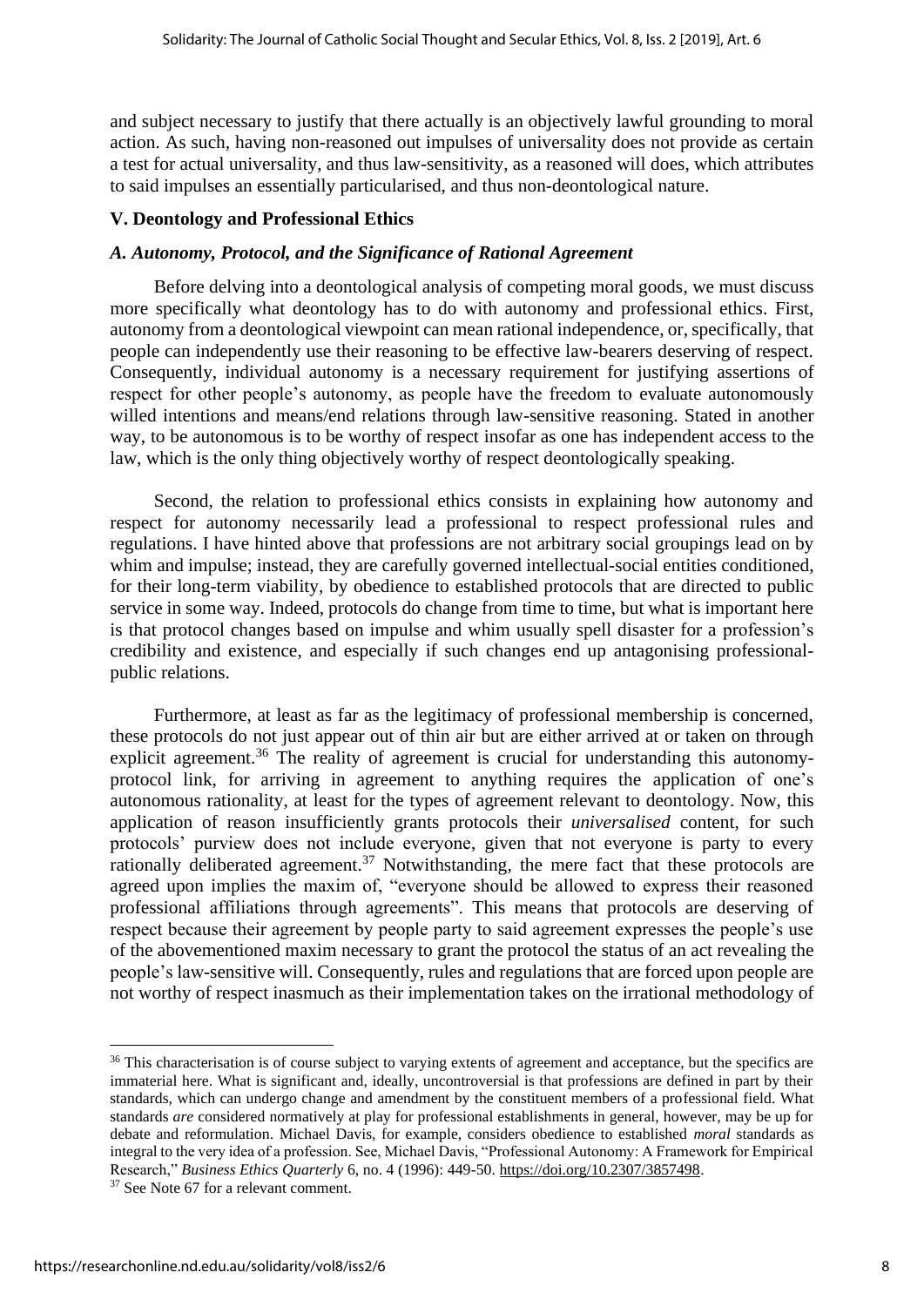and subject necessary to justify that there actually is an objectively lawful grounding to moral action. As such, having non-reasoned out impulses of universality does not provide as certain a test for actual universality, and thus law-sensitivity, as a reasoned will does, which attributes to said impulses an essentially particularised, and thus non-deontological nature.

## V. Deontology and Professional Ethics

### *A. Autonomy, Protocol, and the Significance of Rational Agreement*

Before delving into a deontological analysis of competing moral goods, we must discuss more specifically what deontology has to do with autonomy and professional ethics. First, autonomy from a deontological viewpoint can mean rational independence, or, specifically, that people can independently use their reasoning to be effective law-bearers deserving of respect. Consequently, individual autonomy is a necessary requirement for justifying assertions of respect for other people's autonomy, as people have the freedom to evaluate autonomously willed intentions and means/end relations through law-sensitive reasoning. Stated in another way, to be autonomous is to be worthy of respect insofar as one has independent access to the law, which is the only thing objectively worthy of respect deontologically speaking.

Second, the relation to professional ethics consists in explaining how autonomy and respect for autonomy necessarily lead a professional to respect professional rules and regulations. I have hinted above that professions are not arbitrary social groupings lead on by whim and impulse; instead, they are carefully governed intellectual-social entities conditioned, for their long-term viability, by obedience to established protocols that are directed to public service in some way. Indeed, protocols do change from time to time, but what is important here is that protocol changes based on impulse and whim usually spell disaster for a profession's credibility and existence, and especially if such changes end up antagonising professional-public relations.

Furthermore, at least as far as the legitimacy of professional membership is concerned, these protocols do not just appear out of thin air but are either arrived at or taken on through explicit agreement.[36] The reality of agreement is crucial for understanding this autonomy-protocol link, for arriving in agreement to anything requires the application of one's autonomous rationality, at least for the types of agreement relevant to deontology. Now, this application of reason insufficiently grants protocols their *universalised* content, for such protocols' purview does not include everyone, given that not everyone is party to every rationally deliberated agreement.[37] Notwithstanding, the mere fact that these protocols are agreed upon implies the maxim of, "everyone should be allowed to express their reasoned professional affiliations through agreements". This means that protocols are deserving of respect because their agreement by people party to said agreement expresses the people's use of the abovementioned maxim necessary to grant the protocol the status of an act revealing the people's law-sensitive will. Consequently, rules and regulations that are forced upon people are not worthy of respect inasmuch as their implementation takes on the irrational methodology of

---

[36] This characterisation is of course subject to varying extents of agreement and acceptance, but the specifics are immaterial here. What is significant and, ideally, uncontroversial is that professions are defined in part by their standards, which can undergo change and amendment by the constituent members of a professional field. What standards *are* considered normatively at play for professional establishments in general, however, may be up for debate and reformulation. Michael Davis, for example, considers obedience to established *moral* standards as integral to the very idea of a profession. See, Michael Davis, "Professional Autonomy: A Framework for Empirical Research," *Business Ethics Quarterly* 6, no. 4 (1996): 449-50. https://doi.org/10.2307/3857498.

[37] See Note 67 for a relevant comment.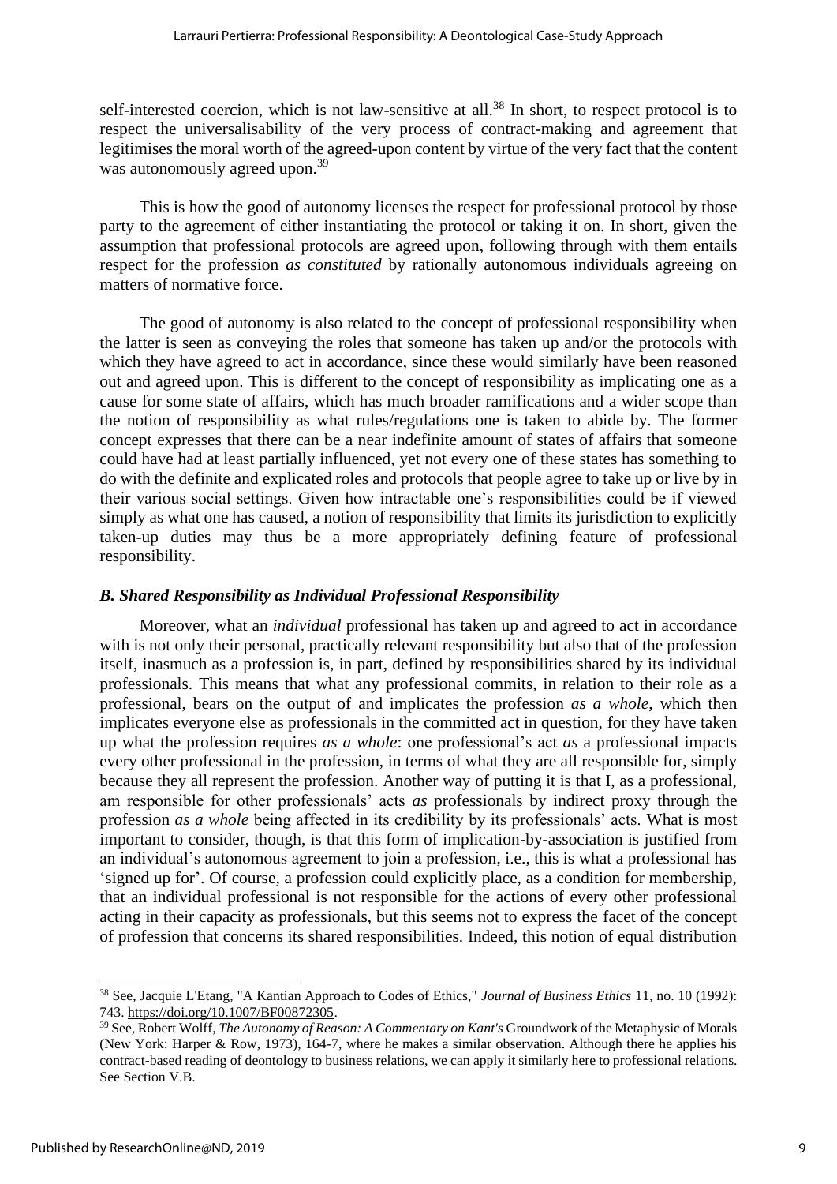self-interested coercion, which is not law-sensitive at all.[38] In short, to respect protocol is to respect the universalisability of the very process of contract-making and agreement that legitimises the moral worth of the agreed-upon content by virtue of the very fact that the content was autonomously agreed upon.[39]

This is how the good of autonomy licenses the respect for professional protocol by those party to the agreement of either instantiating the protocol or taking it on. In short, given the assumption that professional protocols are agreed upon, following through with them entails respect for the profession *as constituted* by rationally autonomous individuals agreeing on matters of normative force.

The good of autonomy is also related to the concept of professional responsibility when the latter is seen as conveying the roles that someone has taken up and/or the protocols with which they have agreed to act in accordance, since these would similarly have been reasoned out and agreed upon. This is different to the concept of responsibility as implicating one as a cause for some state of affairs, which has much broader ramifications and a wider scope than the notion of responsibility as what rules/regulations one is taken to abide by. The former concept expresses that there can be a near indefinite amount of states of affairs that someone could have had at least partially influenced, yet not every one of these states has something to do with the definite and explicated roles and protocols that people agree to take up or live by in their various social settings. Given how intractable one's responsibilities could be if viewed simply as what one has caused, a notion of responsibility that limits its jurisdiction to explicitly taken-up duties may thus be a more appropriately defining feature of professional responsibility.

### *B. Shared Responsibility as Individual Professional Responsibility*

Moreover, what an *individual* professional has taken up and agreed to act in accordance with is not only their personal, practically relevant responsibility but also that of the profession itself, inasmuch as a profession is, in part, defined by responsibilities shared by its individual professionals. This means that what any professional commits, in relation to their role as a professional, bears on the output of and implicates the profession *as a whole*, which then implicates everyone else as professionals in the committed act in question, for they have taken up what the profession requires *as a whole*: one professional's act *as* a professional impacts every other professional in the profession, in terms of what they are all responsible for, simply because they all represent the profession. Another way of putting it is that I, as a professional, am responsible for other professionals' acts *as* professionals by indirect proxy through the profession *as a whole* being affected in its credibility by its professionals' acts. What is most important to consider, though, is that this form of implication-by-association is justified from an individual's autonomous agreement to join a profession, i.e., this is what a professional has 'signed up for'. Of course, a profession could explicitly place, as a condition for membership, that an individual professional is not responsible for the actions of every other professional acting in their capacity as professionals, but this seems not to express the facet of the concept of profession that concerns its shared responsibilities. Indeed, this notion of equal distribution

---

[38] See, Jacquie L'Etang, "A Kantian Approach to Codes of Ethics," *Journal of Business Ethics* 11, no. 10 (1992): 743. https://doi.org/10.1007/BF00872305.

[39] See, Robert Wolff, *The Autonomy of Reason: A Commentary on Kant's* Groundwork of the Metaphysic of Morals (New York: Harper & Row, 1973), 164-7, where he makes a similar observation. Although there he applies his contract-based reading of deontology to business relations, we can apply it similarly here to professional relations. See Section V.B.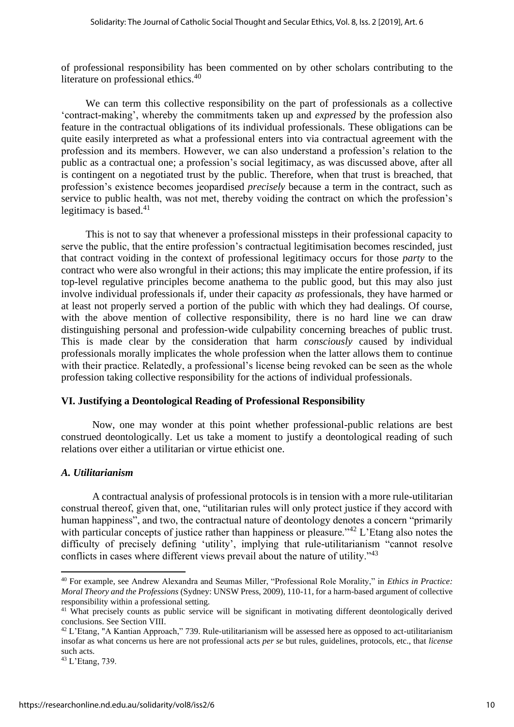of professional responsibility has been commented on by other scholars contributing to the literature on professional ethics.[40]

We can term this collective responsibility on the part of professionals as a collective 'contract-making', whereby the commitments taken up and *expressed* by the profession also feature in the contractual obligations of its individual professionals. These obligations can be quite easily interpreted as what a professional enters into via contractual agreement with the profession and its members. However, we can also understand a profession's relation to the public as a contractual one; a profession's social legitimacy, as was discussed above, after all is contingent on a negotiated trust by the public. Therefore, when that trust is breached, that profession's existence becomes jeopardised *precisely* because a term in the contract, such as service to public health, was not met, thereby voiding the contract on which the profession's legitimacy is based.[41]

This is not to say that whenever a professional missteps in their professional capacity to serve the public, that the entire profession's contractual legitimisation becomes rescinded, just that contract voiding in the context of professional legitimacy occurs for those *party* to the contract who were also wrongful in their actions; this may implicate the entire profession, if its top-level regulative principles become anathema to the public good, but this may also just involve individual professionals if, under their capacity *as* professionals, they have harmed or at least not properly served a portion of the public with which they had dealings. Of course, with the above mention of collective responsibility, there is no hard line we can draw distinguishing personal and profession-wide culpability concerning breaches of public trust. This is made clear by the consideration that harm *consciously* caused by individual professionals morally implicates the whole profession when the latter allows them to continue with their practice. Relatedly, a professional's license being revoked can be seen as the whole profession taking collective responsibility for the actions of individual professionals.

## VI. Justifying a Deontological Reading of Professional Responsibility

Now, one may wonder at this point whether professional-public relations are best construed deontologically. Let us take a moment to justify a deontological reading of such relations over either a utilitarian or virtue ethicist one.

### *A. Utilitarianism*

A contractual analysis of professional protocols is in tension with a more rule-utilitarian construal thereof, given that, one, "utilitarian rules will only protect justice if they accord with human happiness", and two, the contractual nature of deontology denotes a concern "primarily with particular concepts of justice rather than happiness or pleasure."[42] L'Etang also notes the difficulty of precisely defining 'utility', implying that rule-utilitarianism "cannot resolve conflicts in cases where different views prevail about the nature of utility."[43]

---

[40] For example, see Andrew Alexandra and Seumas Miller, "Professional Role Morality," in *Ethics in Practice: Moral Theory and the Professions* (Sydney: UNSW Press, 2009), 110-11, for a harm-based argument of collective responsibility within a professional setting.

[41] What precisely counts as public service will be significant in motivating different deontologically derived conclusions. See Section VIII.

[42] L'Etang, "A Kantian Approach," 739. Rule-utilitarianism will be assessed here as opposed to act-utilitarianism insofar as what concerns us here are not professional acts *per se* but rules, guidelines, protocols, etc., that *license* such acts.

[43] L'Etang, 739.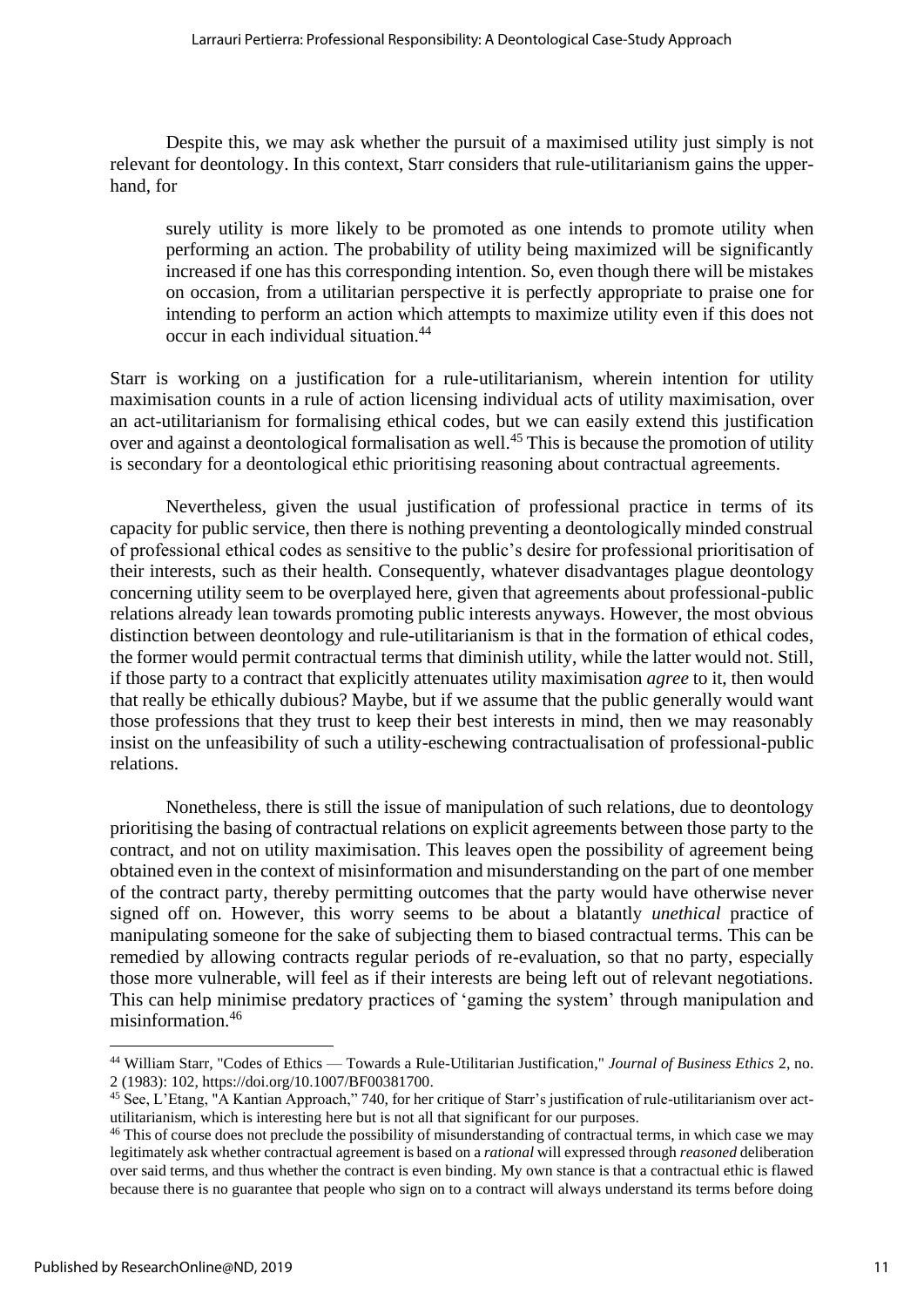Despite this, we may ask whether the pursuit of a maximised utility just simply is not relevant for deontology. In this context, Starr considers that rule-utilitarianism gains the upper-hand, for

> surely utility is more likely to be promoted as one intends to promote utility when performing an action. The probability of utility being maximized will be significantly increased if one has this corresponding intention. So, even though there will be mistakes on occasion, from a utilitarian perspective it is perfectly appropriate to praise one for intending to perform an action which attempts to maximize utility even if this does not occur in each individual situation.[44]

Starr is working on a justification for a rule-utilitarianism, wherein intention for utility maximisation counts in a rule of action licensing individual acts of utility maximisation, over an act-utilitarianism for formalising ethical codes, but we can easily extend this justification over and against a deontological formalisation as well.[45] This is because the promotion of utility is secondary for a deontological ethic prioritising reasoning about contractual agreements.

Nevertheless, given the usual justification of professional practice in terms of its capacity for public service, then there is nothing preventing a deontologically minded construal of professional ethical codes as sensitive to the public's desire for professional prioritisation of their interests, such as their health. Consequently, whatever disadvantages plague deontology concerning utility seem to be overplayed here, given that agreements about professional-public relations already lean towards promoting public interests anyways. However, the most obvious distinction between deontology and rule-utilitarianism is that in the formation of ethical codes, the former would permit contractual terms that diminish utility, while the latter would not. Still, if those party to a contract that explicitly attenuates utility maximisation *agree* to it, then would that really be ethically dubious? Maybe, but if we assume that the public generally would want those professions that they trust to keep their best interests in mind, then we may reasonably insist on the unfeasibility of such a utility-eschewing contractualisation of professional-public relations.

Nonetheless, there is still the issue of manipulation of such relations, due to deontology prioritising the basing of contractual relations on explicit agreements between those party to the contract, and not on utility maximisation. This leaves open the possibility of agreement being obtained even in the context of misinformation and misunderstanding on the part of one member of the contract party, thereby permitting outcomes that the party would have otherwise never signed off on. However, this worry seems to be about a blatantly *unethical* practice of manipulating someone for the sake of subjecting them to biased contractual terms. This can be remedied by allowing contracts regular periods of re-evaluation, so that no party, especially those more vulnerable, will feel as if their interests are being left out of relevant negotiations. This can help minimise predatory practices of 'gaming the system' through manipulation and misinformation.[46]

---

[44] William Starr, "Codes of Ethics — Towards a Rule-Utilitarian Justification," *Journal of Business Ethics* 2, no. 2 (1983): 102, https://doi.org/10.1007/BF00381700.

[45] See, L'Etang, "A Kantian Approach," 740, for her critique of Starr's justification of rule-utilitarianism over act-utilitarianism, which is interesting here but is not all that significant for our purposes.

[46] This of course does not preclude the possibility of misunderstanding of contractual terms, in which case we may legitimately ask whether contractual agreement is based on a *rational* will expressed through *reasoned* deliberation over said terms, and thus whether the contract is even binding. My own stance is that a contractual ethic is flawed because there is no guarantee that people who sign on to a contract will always understand its terms before doing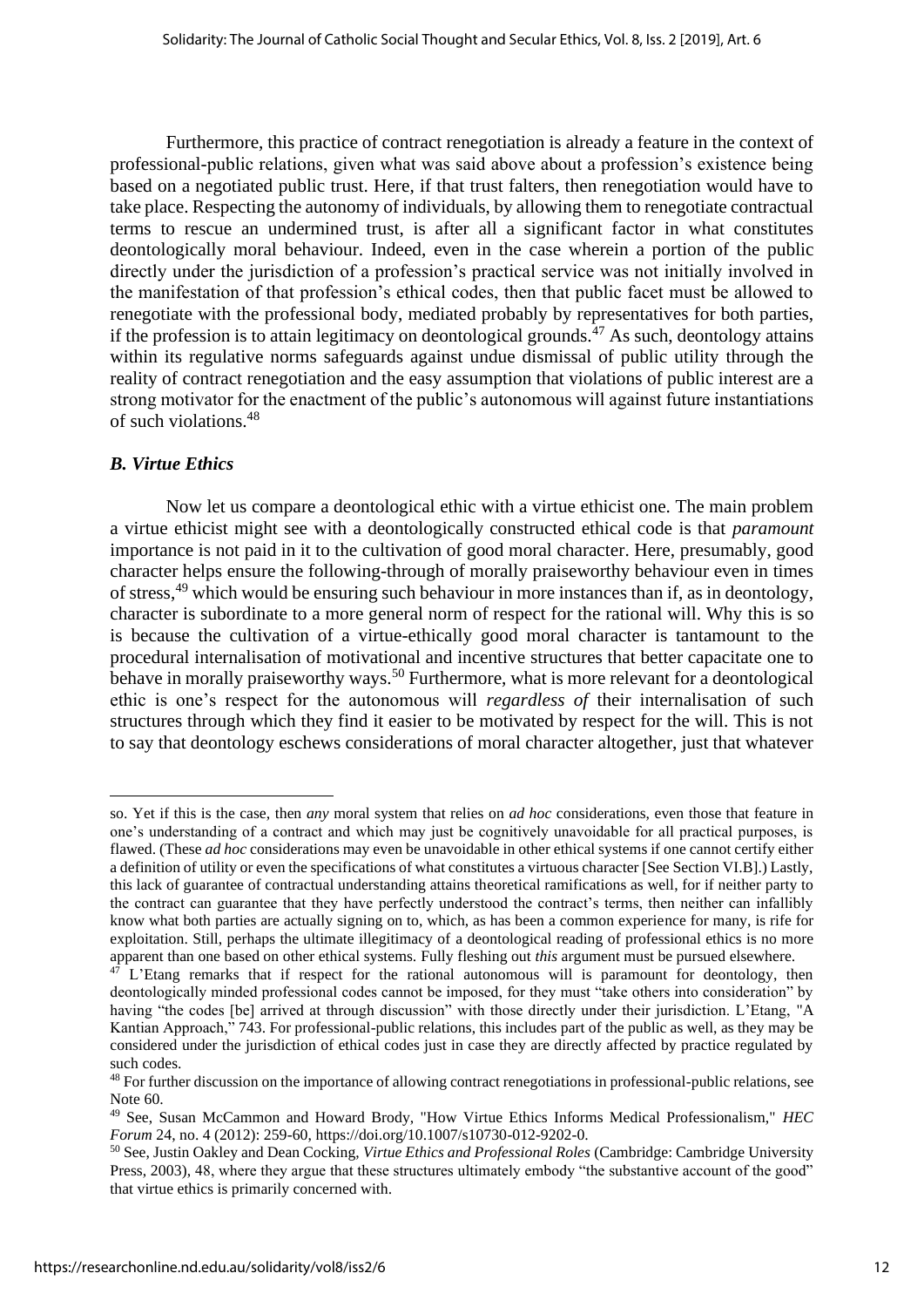Furthermore, this practice of contract renegotiation is already a feature in the context of professional-public relations, given what was said above about a profession's existence being based on a negotiated public trust. Here, if that trust falters, then renegotiation would have to take place. Respecting the autonomy of individuals, by allowing them to renegotiate contractual terms to rescue an undermined trust, is after all a significant factor in what constitutes deontologically moral behaviour. Indeed, even in the case wherein a portion of the public directly under the jurisdiction of a profession's practical service was not initially involved in the manifestation of that profession's ethical codes, then that public facet must be allowed to renegotiate with the professional body, mediated probably by representatives for both parties, if the profession is to attain legitimacy on deontological grounds.[47] As such, deontology attains within its regulative norms safeguards against undue dismissal of public utility through the reality of contract renegotiation and the easy assumption that violations of public interest are a strong motivator for the enactment of the public's autonomous will against future instantiations of such violations.[48]

### *B. Virtue Ethics*

Now let us compare a deontological ethic with a virtue ethicist one. The main problem a virtue ethicist might see with a deontologically constructed ethical code is that *paramount* importance is not paid in it to the cultivation of good moral character. Here, presumably, good character helps ensure the following-through of morally praiseworthy behaviour even in times of stress,[49] which would be ensuring such behaviour in more instances than if, as in deontology, character is subordinate to a more general norm of respect for the rational will. Why this is so is because the cultivation of a virtue-ethically good moral character is tantamount to the procedural internalisation of motivational and incentive structures that better capacitate one to behave in morally praiseworthy ways.[50] Furthermore, what is more relevant for a deontological ethic is one's respect for the autonomous will *regardless of* their internalisation of such structures through which they find it easier to be motivated by respect for the will. This is not to say that deontology eschews considerations of moral character altogether, just that whatever

---

so. Yet if this is the case, then *any* moral system that relies on *ad hoc* considerations, even those that feature in one's understanding of a contract and which may just be cognitively unavoidable for all practical purposes, is flawed. (These *ad hoc* considerations may even be unavoidable in other ethical systems if one cannot certify either a definition of utility or even the specifications of what constitutes a virtuous character [See Section VI.B].) Lastly, this lack of guarantee of contractual understanding attains theoretical ramifications as well, for if neither party to the contract can guarantee that they have perfectly understood the contract's terms, then neither can infallibly know what both parties are actually signing on to, which, as has been a common experience for many, is rife for exploitation. Still, perhaps the ultimate illegitimacy of a deontological reading of professional ethics is no more apparent than one based on other ethical systems. Fully fleshing out *this* argument must be pursued elsewhere.

[47] L'Etang remarks that if respect for the rational autonomous will is paramount for deontology, then deontologically minded professional codes cannot be imposed, for they must "take others into consideration" by having "the codes [be] arrived at through discussion" with those directly under their jurisdiction. L'Etang, "A Kantian Approach," 743. For professional-public relations, this includes part of the public as well, as they may be considered under the jurisdiction of ethical codes just in case they are directly affected by practice regulated by such codes.

[48] For further discussion on the importance of allowing contract renegotiations in professional-public relations, see Note 60.

[49] See, Susan McCammon and Howard Brody, "How Virtue Ethics Informs Medical Professionalism," *HEC Forum* 24, no. 4 (2012): 259-60, https://doi.org/10.1007/s10730-012-9202-0.

[50] See, Justin Oakley and Dean Cocking, *Virtue Ethics and Professional Roles* (Cambridge: Cambridge University Press, 2003), 48, where they argue that these structures ultimately embody "the substantive account of the good" that virtue ethics is primarily concerned with.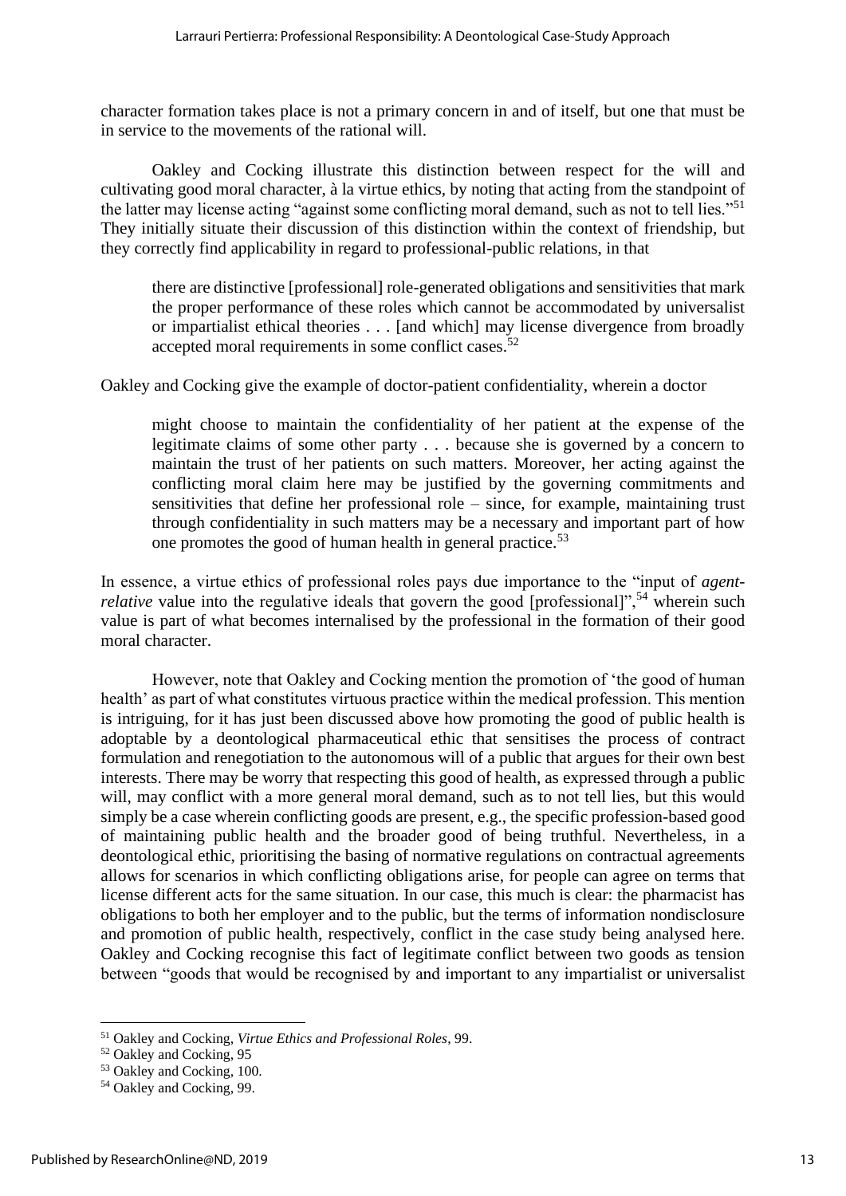character formation takes place is not a primary concern in and of itself, but one that must be in service to the movements of the rational will.

Oakley and Cocking illustrate this distinction between respect for the will and cultivating good moral character, à la virtue ethics, by noting that acting from the standpoint of the latter may license acting "against some conflicting moral demand, such as not to tell lies."[51] They initially situate their discussion of this distinction within the context of friendship, but they correctly find applicability in regard to professional-public relations, in that

> there are distinctive [professional] role-generated obligations and sensitivities that mark the proper performance of these roles which cannot be accommodated by universalist or impartialist ethical theories . . . [and which] may license divergence from broadly accepted moral requirements in some conflict cases.[52]

Oakley and Cocking give the example of doctor-patient confidentiality, wherein a doctor

> might choose to maintain the confidentiality of her patient at the expense of the legitimate claims of some other party . . . because she is governed by a concern to maintain the trust of her patients on such matters. Moreover, her acting against the conflicting moral claim here may be justified by the governing commitments and sensitivities that define her professional role – since, for example, maintaining trust through confidentiality in such matters may be a necessary and important part of how one promotes the good of human health in general practice.[53]

In essence, a virtue ethics of professional roles pays due importance to the "input of *agent-relative* value into the regulative ideals that govern the good [professional]",[54] wherein such value is part of what becomes internalised by the professional in the formation of their good moral character.

However, note that Oakley and Cocking mention the promotion of 'the good of human health' as part of what constitutes virtuous practice within the medical profession. This mention is intriguing, for it has just been discussed above how promoting the good of public health is adoptable by a deontological pharmaceutical ethic that sensitises the process of contract formulation and renegotiation to the autonomous will of a public that argues for their own best interests. There may be worry that respecting this good of health, as expressed through a public will, may conflict with a more general moral demand, such as to not tell lies, but this would simply be a case wherein conflicting goods are present, e.g., the specific profession-based good of maintaining public health and the broader good of being truthful. Nevertheless, in a deontological ethic, prioritising the basing of normative regulations on contractual agreements allows for scenarios in which conflicting obligations arise, for people can agree on terms that license different acts for the same situation. In our case, this much is clear: the pharmacist has obligations to both her employer and to the public, but the terms of information nondisclosure and promotion of public health, respectively, conflict in the case study being analysed here. Oakley and Cocking recognise this fact of legitimate conflict between two goods as tension between "goods that would be recognised by and important to any impartialist or universalist

---

[51] Oakley and Cocking, *Virtue Ethics and Professional Roles*, 99.

[52] Oakley and Cocking, 95

[53] Oakley and Cocking, 100.

[54] Oakley and Cocking, 99.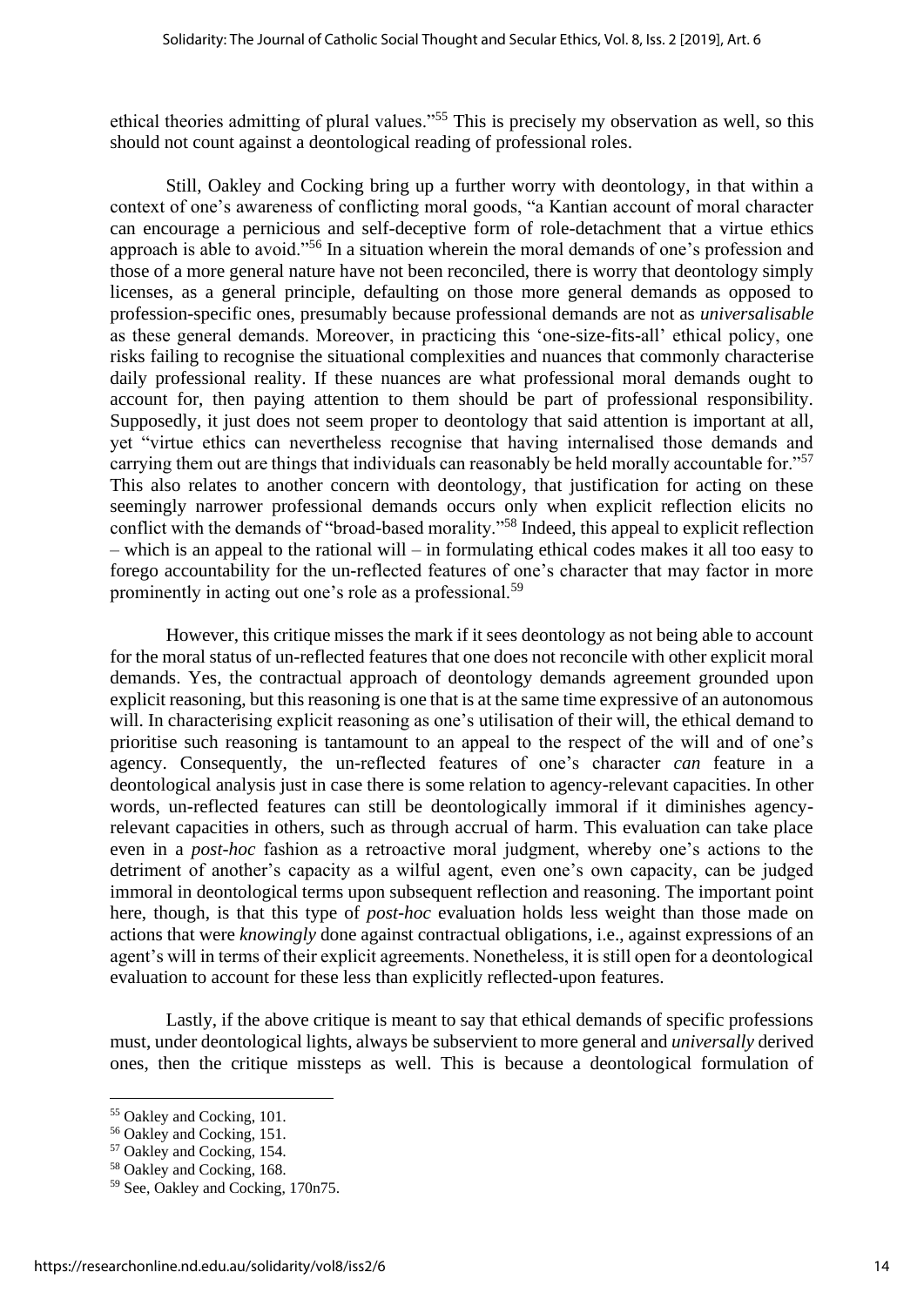ethical theories admitting of plural values."[55] This is precisely my observation as well, so this should not count against a deontological reading of professional roles.

Still, Oakley and Cocking bring up a further worry with deontology, in that within a context of one's awareness of conflicting moral goods, "a Kantian account of moral character can encourage a pernicious and self-deceptive form of role-detachment that a virtue ethics approach is able to avoid."[56] In a situation wherein the moral demands of one's profession and those of a more general nature have not been reconciled, there is worry that deontology simply licenses, as a general principle, defaulting on those more general demands as opposed to profession-specific ones, presumably because professional demands are not as *universalisable* as these general demands. Moreover, in practicing this 'one-size-fits-all' ethical policy, one risks failing to recognise the situational complexities and nuances that commonly characterise daily professional reality. If these nuances are what professional moral demands ought to account for, then paying attention to them should be part of professional responsibility. Supposedly, it just does not seem proper to deontology that said attention is important at all, yet "virtue ethics can nevertheless recognise that having internalised those demands and carrying them out are things that individuals can reasonably be held morally accountable for."[57] This also relates to another concern with deontology, that justification for acting on these seemingly narrower professional demands occurs only when explicit reflection elicits no conflict with the demands of "broad-based morality."[58] Indeed, this appeal to explicit reflection – which is an appeal to the rational will – in formulating ethical codes makes it all too easy to forego accountability for the un-reflected features of one's character that may factor in more prominently in acting out one's role as a professional.[59]

However, this critique misses the mark if it sees deontology as not being able to account for the moral status of un-reflected features that one does not reconcile with other explicit moral demands. Yes, the contractual approach of deontology demands agreement grounded upon explicit reasoning, but this reasoning is one that is at the same time expressive of an autonomous will. In characterising explicit reasoning as one's utilisation of their will, the ethical demand to prioritise such reasoning is tantamount to an appeal to the respect of the will and of one's agency. Consequently, the un-reflected features of one's character *can* feature in a deontological analysis just in case there is some relation to agency-relevant capacities. In other words, un-reflected features can still be deontologically immoral if it diminishes agency-relevant capacities in others, such as through accrual of harm. This evaluation can take place even in a *post-hoc* fashion as a retroactive moral judgment, whereby one's actions to the detriment of another's capacity as a wilful agent, even one's own capacity, can be judged immoral in deontological terms upon subsequent reflection and reasoning. The important point here, though, is that this type of *post-hoc* evaluation holds less weight than those made on actions that were *knowingly* done against contractual obligations, i.e., against expressions of an agent's will in terms of their explicit agreements. Nonetheless, it is still open for a deontological evaluation to account for these less than explicitly reflected-upon features.

Lastly, if the above critique is meant to say that ethical demands of specific professions must, under deontological lights, always be subservient to more general and *universally* derived ones, then the critique missteps as well. This is because a deontological formulation of

---

[55] Oakley and Cocking, 101.

[56] Oakley and Cocking, 151.

[57] Oakley and Cocking, 154.

[58] Oakley and Cocking, 168.

[59] See, Oakley and Cocking, 170n75.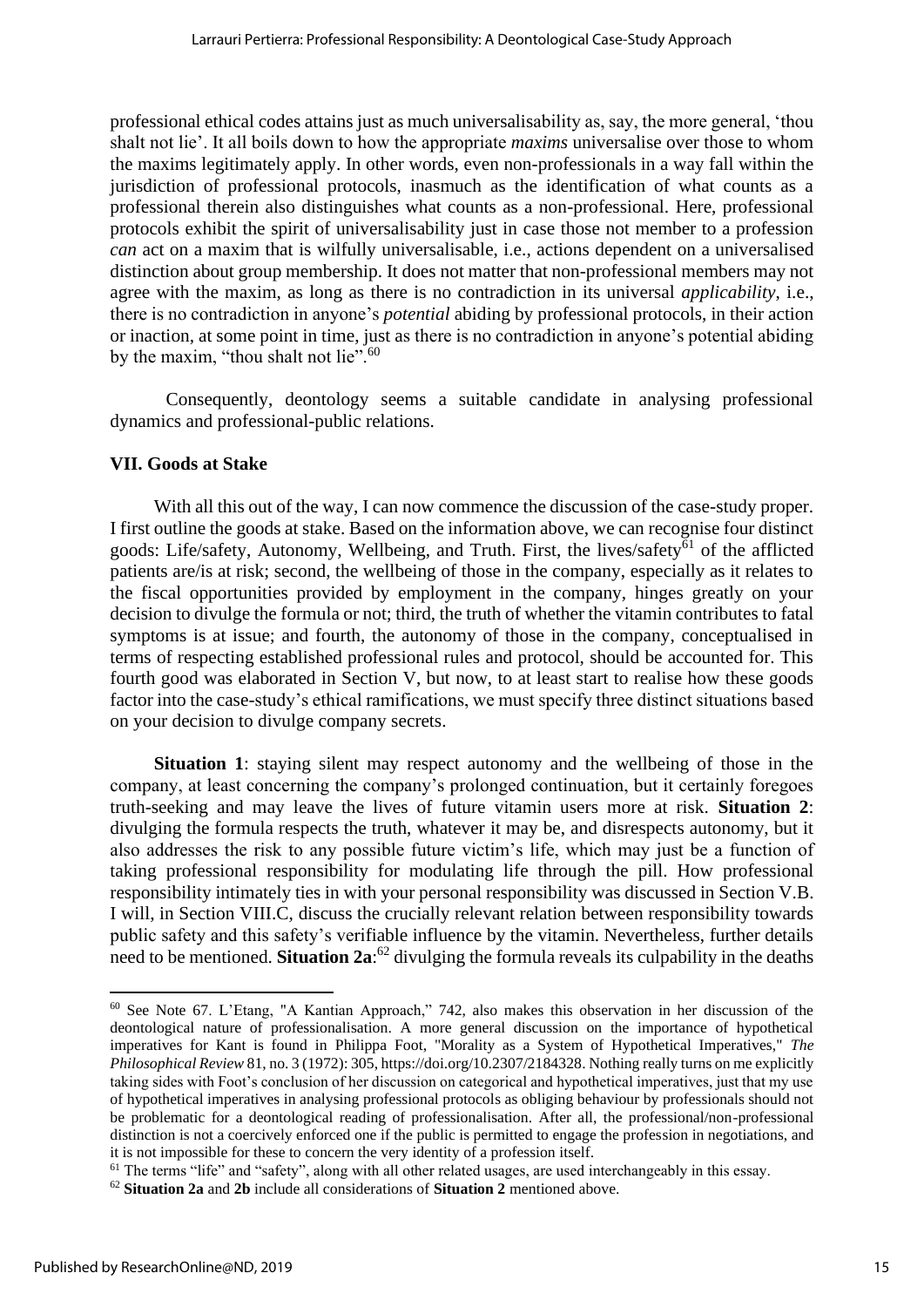professional ethical codes attains just as much universalisability as, say, the more general, 'thou shalt not lie'. It all boils down to how the appropriate *maxims* universalise over those to whom the maxims legitimately apply. In other words, even non-professionals in a way fall within the jurisdiction of professional protocols, inasmuch as the identification of what counts as a professional therein also distinguishes what counts as a non-professional. Here, professional protocols exhibit the spirit of universalisability just in case those not member to a profession *can* act on a maxim that is wilfully universalisable, i.e., actions dependent on a universalised distinction about group membership. It does not matter that non-professional members may not agree with the maxim, as long as there is no contradiction in its universal *applicability*, i.e., there is no contradiction in anyone's *potential* abiding by professional protocols, in their action or inaction, at some point in time, just as there is no contradiction in anyone's potential abiding by the maxim, "thou shalt not lie".[60]

Consequently, deontology seems a suitable candidate in analysing professional dynamics and professional-public relations.

### VII. Goods at Stake

With all this out of the way, I can now commence the discussion of the case-study proper. I first outline the goods at stake. Based on the information above, we can recognise four distinct goods: Life/safety, Autonomy, Wellbeing, and Truth. First, the lives/safety[61] of the afflicted patients are/is at risk; second, the wellbeing of those in the company, especially as it relates to the fiscal opportunities provided by employment in the company, hinges greatly on your decision to divulge the formula or not; third, the truth of whether the vitamin contributes to fatal symptoms is at issue; and fourth, the autonomy of those in the company, conceptualised in terms of respecting established professional rules and protocol, should be accounted for. This fourth good was elaborated in Section V, but now, to at least start to realise how these goods factor into the case-study's ethical ramifications, we must specify three distinct situations based on your decision to divulge company secrets.

**Situation 1**: staying silent may respect autonomy and the wellbeing of those in the company, at least concerning the company's prolonged continuation, but it certainly foregoes truth-seeking and may leave the lives of future vitamin users more at risk. **Situation 2**: divulging the formula respects the truth, whatever it may be, and disrespects autonomy, but it also addresses the risk to any possible future victim's life, which may just be a function of taking professional responsibility for modulating life through the pill. How professional responsibility intimately ties in with your personal responsibility was discussed in Section V.B. I will, in Section VIII.C, discuss the crucially relevant relation between responsibility towards public safety and this safety's verifiable influence by the vitamin. Nevertheless, further details need to be mentioned. **Situation 2a**:[62] divulging the formula reveals its culpability in the deaths

---

[60] See Note 67. L'Etang, "A Kantian Approach," 742, also makes this observation in her discussion of the deontological nature of professionalisation. A more general discussion on the importance of hypothetical imperatives for Kant is found in Philippa Foot, "Morality as a System of Hypothetical Imperatives," *The Philosophical Review* 81, no. 3 (1972): 305, https://doi.org/10.2307/2184328. Nothing really turns on me explicitly taking sides with Foot's conclusion of her discussion on categorical and hypothetical imperatives, just that my use of hypothetical imperatives in analysing professional protocols as obliging behaviour by professionals should not be problematic for a deontological reading of professionalisation. After all, the professional/non-professional distinction is not a coercively enforced one if the public is permitted to engage the profession in negotiations, and it is not impossible for these to concern the very identity of a profession itself.

[61] The terms "life" and "safety", along with all other related usages, are used interchangeably in this essay.

[62] **Situation 2a** and **2b** include all considerations of **Situation 2** mentioned above.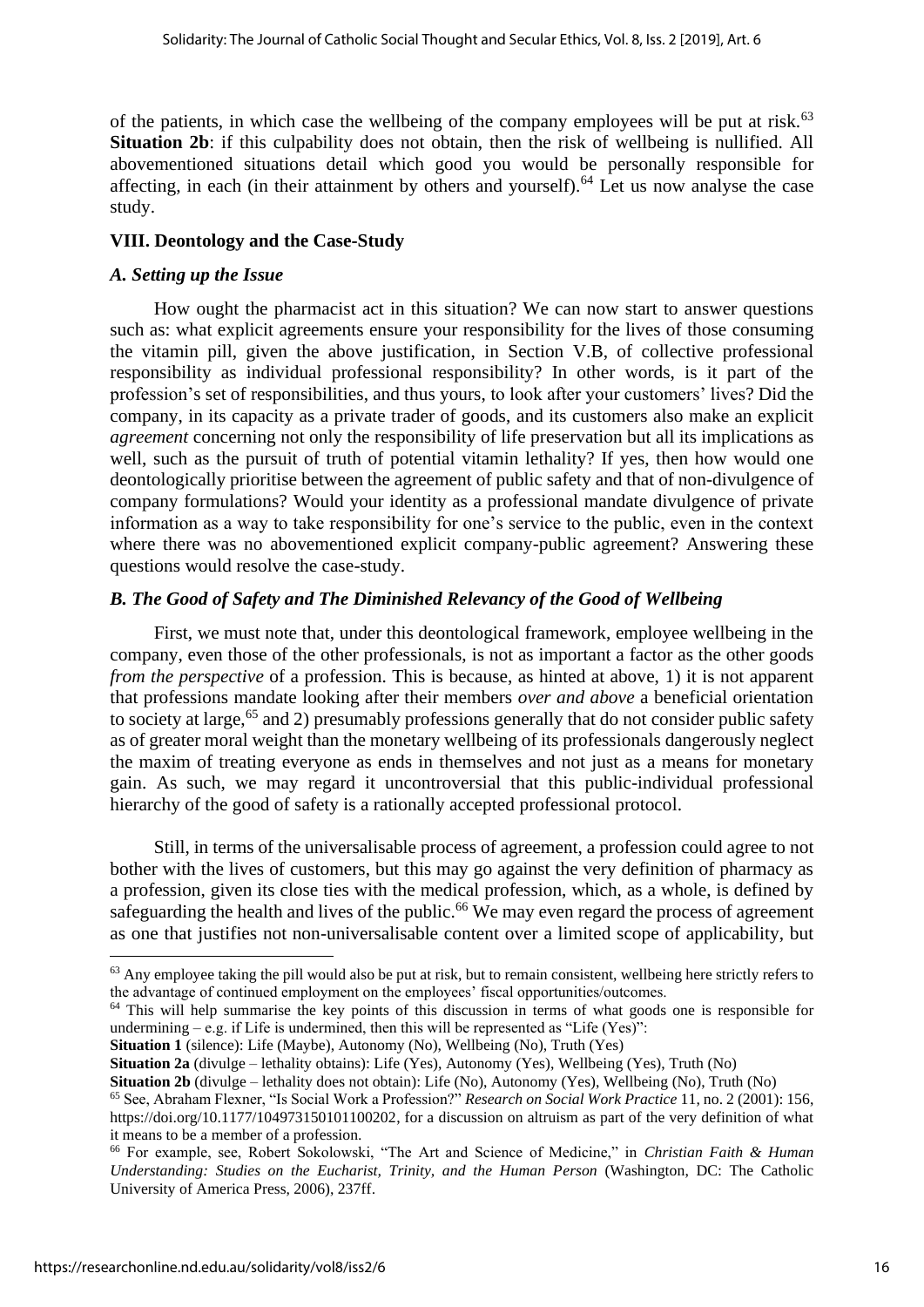of the patients, in which case the wellbeing of the company employees will be put at risk.[63] **Situation 2b**: if this culpability does not obtain, then the risk of wellbeing is nullified. All abovementioned situations detail which good you would be personally responsible for affecting, in each (in their attainment by others and yourself).[64] Let us now analyse the case study.

## VIII. Deontology and the Case-Study

### *A. Setting up the Issue*

How ought the pharmacist act in this situation? We can now start to answer questions such as: what explicit agreements ensure your responsibility for the lives of those consuming the vitamin pill, given the above justification, in Section V.B, of collective professional responsibility as individual professional responsibility? In other words, is it part of the profession's set of responsibilities, and thus yours, to look after your customers' lives? Did the company, in its capacity as a private trader of goods, and its customers also make an explicit *agreement* concerning not only the responsibility of life preservation but all its implications as well, such as the pursuit of truth of potential vitamin lethality? If yes, then how would one deontologically prioritise between the agreement of public safety and that of non-divulgence of company formulations? Would your identity as a professional mandate divulgence of private information as a way to take responsibility for one's service to the public, even in the context where there was no abovementioned explicit company-public agreement? Answering these questions would resolve the case-study.

### *B. The Good of Safety and The Diminished Relevancy of the Good of Wellbeing*

First, we must note that, under this deontological framework, employee wellbeing in the company, even those of the other professionals, is not as important a factor as the other goods *from the perspective* of a profession. This is because, as hinted at above, 1) it is not apparent that professions mandate looking after their members *over and above* a beneficial orientation to society at large,[65] and 2) presumably professions generally that do not consider public safety as of greater moral weight than the monetary wellbeing of its professionals dangerously neglect the maxim of treating everyone as ends in themselves and not just as a means for monetary gain. As such, we may regard it uncontroversial that this public-individual professional hierarchy of the good of safety is a rationally accepted professional protocol.

Still, in terms of the universalisable process of agreement, a profession could agree to not bother with the lives of customers, but this may go against the very definition of pharmacy as a profession, given its close ties with the medical profession, which, as a whole, is defined by safeguarding the health and lives of the public.[66] We may even regard the process of agreement as one that justifies not non-universalisable content over a limited scope of applicability, but

---

[63] Any employee taking the pill would also be put at risk, but to remain consistent, wellbeing here strictly refers to the advantage of continued employment on the employees' fiscal opportunities/outcomes.

[64] This will help summarise the key points of this discussion in terms of what goods one is responsible for undermining – e.g. if Life is undermined, then this will be represented as "Life (Yes)":

**Situation 1** (silence): Life (Maybe), Autonomy (No), Wellbeing (No), Truth (Yes)

**Situation 2a** (divulge – lethality obtains): Life (Yes), Autonomy (Yes), Wellbeing (Yes), Truth (No)

**Situation 2b** (divulge – lethality does not obtain): Life (No), Autonomy (Yes), Wellbeing (No), Truth (No)

[65] See, Abraham Flexner, "Is Social Work a Profession?" *Research on Social Work Practice* 11, no. 2 (2001): 156, https://doi.org/10.1177/104973150101100202, for a discussion on altruism as part of the very definition of what it means to be a member of a profession.

[66] For example, see, Robert Sokolowski, "The Art and Science of Medicine," in *Christian Faith & Human Understanding: Studies on the Eucharist, Trinity, and the Human Person* (Washington, DC: The Catholic University of America Press, 2006), 237ff.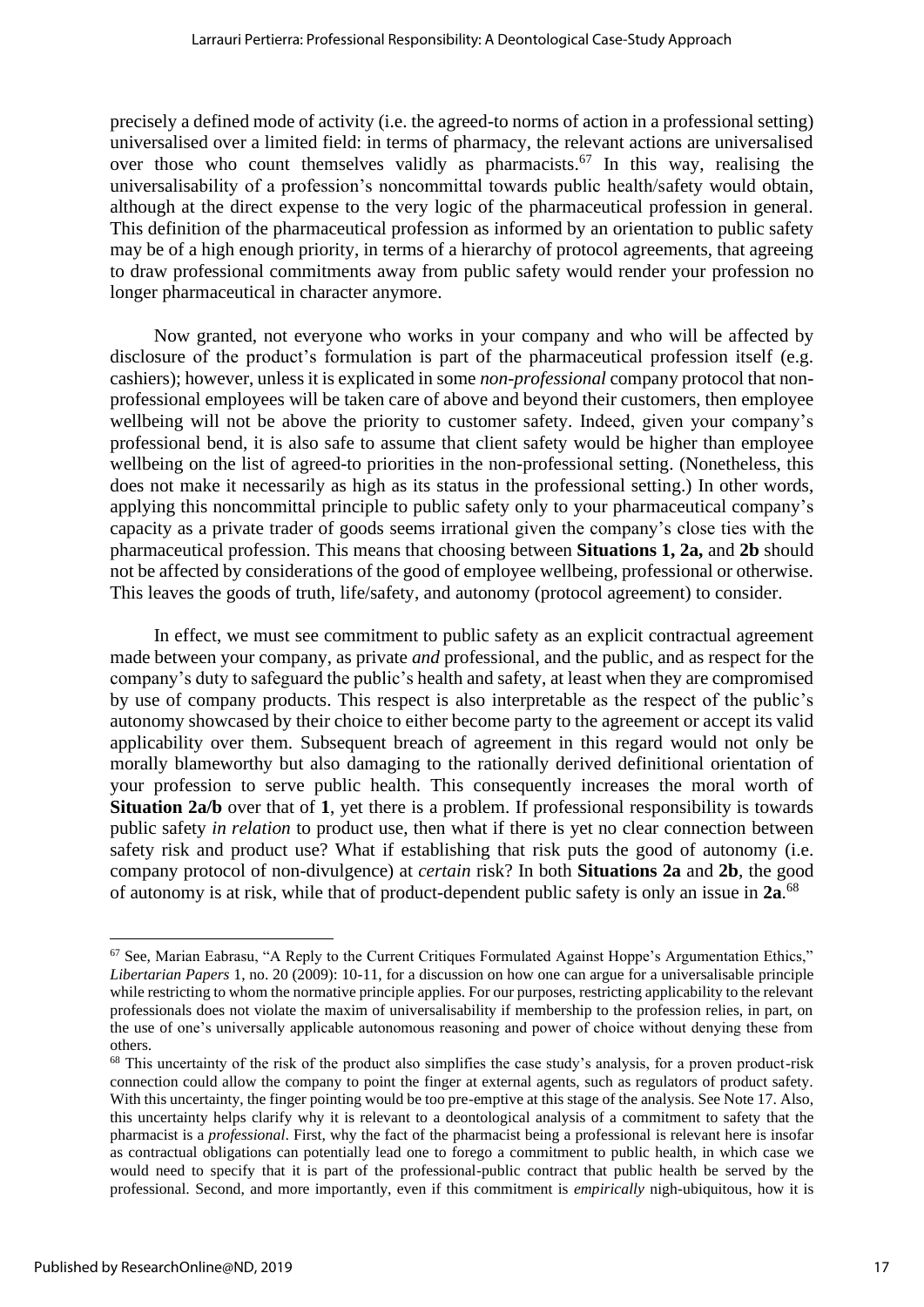precisely a defined mode of activity (i.e. the agreed-to norms of action in a professional setting) universalised over a limited field: in terms of pharmacy, the relevant actions are universalised over those who count themselves validly as pharmacists.[67] In this way, realising the universalisability of a profession's noncommittal towards public health/safety would obtain, although at the direct expense to the very logic of the pharmaceutical profession in general. This definition of the pharmaceutical profession as informed by an orientation to public safety may be of a high enough priority, in terms of a hierarchy of protocol agreements, that agreeing to draw professional commitments away from public safety would render your profession no longer pharmaceutical in character anymore.

Now granted, not everyone who works in your company and who will be affected by disclosure of the product's formulation is part of the pharmaceutical profession itself (e.g. cashiers); however, unless it is explicated in some *non-professional* company protocol that non-professional employees will be taken care of above and beyond their customers, then employee wellbeing will not be above the priority to customer safety. Indeed, given your company's professional bend, it is also safe to assume that client safety would be higher than employee wellbeing on the list of agreed-to priorities in the non-professional setting. (Nonetheless, this does not make it necessarily as high as its status in the professional setting.) In other words, applying this noncommittal principle to public safety only to your pharmaceutical company's capacity as a private trader of goods seems irrational given the company's close ties with the pharmaceutical profession. This means that choosing between **Situations 1, 2a,** and **2b** should not be affected by considerations of the good of employee wellbeing, professional or otherwise. This leaves the goods of truth, life/safety, and autonomy (protocol agreement) to consider.

In effect, we must see commitment to public safety as an explicit contractual agreement made between your company, as private *and* professional, and the public, and as respect for the company's duty to safeguard the public's health and safety, at least when they are compromised by use of company products. This respect is also interpretable as the respect of the public's autonomy showcased by their choice to either become party to the agreement or accept its valid applicability over them. Subsequent breach of agreement in this regard would not only be morally blameworthy but also damaging to the rationally derived definitional orientation of your profession to serve public health. This consequently increases the moral worth of **Situation 2a/b** over that of **1**, yet there is a problem. If professional responsibility is towards public safety *in relation* to product use, then what if there is yet no clear connection between safety risk and product use? What if establishing that risk puts the good of autonomy (i.e. company protocol of non-divulgence) at *certain* risk? In both **Situations 2a** and **2b**, the good of autonomy is at risk, while that of product-dependent public safety is only an issue in **2a**.[68]

---

[67] See, Marian Eabrasu, "A Reply to the Current Critiques Formulated Against Hoppe's Argumentation Ethics," *Libertarian Papers* 1, no. 20 (2009): 10-11, for a discussion on how one can argue for a universalisable principle while restricting to whom the normative principle applies. For our purposes, restricting applicability to the relevant professionals does not violate the maxim of universalisability if membership to the profession relies, in part, on the use of one's universally applicable autonomous reasoning and power of choice without denying these from others.

[68] This uncertainty of the risk of the product also simplifies the case study's analysis, for a proven product-risk connection could allow the company to point the finger at external agents, such as regulators of product safety. With this uncertainty, the finger pointing would be too pre-emptive at this stage of the analysis. See Note 17. Also, this uncertainty helps clarify why it is relevant to a deontological analysis of a commitment to safety that the pharmacist is a *professional*. First, why the fact of the pharmacist being a professional is relevant here is insofar as contractual obligations can potentially lead one to forego a commitment to public health, in which case we would need to specify that it is part of the professional-public contract that public health be served by the professional. Second, and more importantly, even if this commitment is *empirically* nigh-ubiquitous, how it is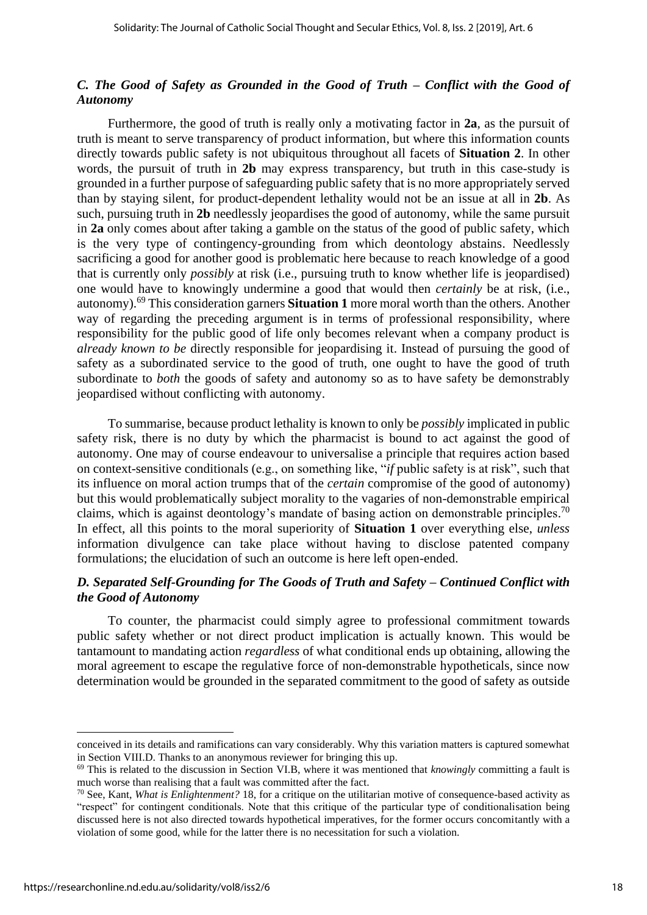### *C. The Good of Safety as Grounded in the Good of Truth – Conflict with the Good of Autonomy*

Furthermore, the good of truth is really only a motivating factor in **2a**, as the pursuit of truth is meant to serve transparency of product information, but where this information counts directly towards public safety is not ubiquitous throughout all facets of **Situation 2**. In other words, the pursuit of truth in **2b** may express transparency, but truth in this case-study is grounded in a further purpose of safeguarding public safety that is no more appropriately served than by staying silent, for product-dependent lethality would not be an issue at all in **2b**. As such, pursuing truth in **2b** needlessly jeopardises the good of autonomy, while the same pursuit in **2a** only comes about after taking a gamble on the status of the good of public safety, which is the very type of contingency-grounding from which deontology abstains. Needlessly sacrificing a good for another good is problematic here because to reach knowledge of a good that is currently only *possibly* at risk (i.e., pursuing truth to know whether life is jeopardised) one would have to knowingly undermine a good that would then *certainly* be at risk, (i.e., autonomy).[69] This consideration garners **Situation 1** more moral worth than the others. Another way of regarding the preceding argument is in terms of professional responsibility, where responsibility for the public good of life only becomes relevant when a company product is *already known to be* directly responsible for jeopardising it. Instead of pursuing the good of safety as a subordinated service to the good of truth, one ought to have the good of truth subordinate to *both* the goods of safety and autonomy so as to have safety be demonstrably jeopardised without conflicting with autonomy.

To summarise, because product lethality is known to only be *possibly* implicated in public safety risk, there is no duty by which the pharmacist is bound to act against the good of autonomy. One may of course endeavour to universalise a principle that requires action based on context-sensitive conditionals (e.g., on something like, "*if* public safety is at risk", such that its influence on moral action trumps that of the *certain* compromise of the good of autonomy) but this would problematically subject morality to the vagaries of non-demonstrable empirical claims, which is against deontology's mandate of basing action on demonstrable principles.[70] In effect, all this points to the moral superiority of **Situation 1** over everything else, *unless* information divulgence can take place without having to disclose patented company formulations; the elucidation of such an outcome is here left open-ended.

### *D. Separated Self-Grounding for The Goods of Truth and Safety – Continued Conflict with the Good of Autonomy*

To counter, the pharmacist could simply agree to professional commitment towards public safety whether or not direct product implication is actually known. This would be tantamount to mandating action *regardless* of what conditional ends up obtaining, allowing the moral agreement to escape the regulative force of non-demonstrable hypotheticals, since now determination would be grounded in the separated commitment to the good of safety as outside

---

conceived in its details and ramifications can vary considerably. Why this variation matters is captured somewhat in Section VIII.D. Thanks to an anonymous reviewer for bringing this up.

[69] This is related to the discussion in Section VI.B, where it was mentioned that *knowingly* committing a fault is much worse than realising that a fault was committed after the fact.

[70] See, Kant, *What is Enlightenment?* 18, for a critique on the utilitarian motive of consequence-based activity as "respect" for contingent conditionals. Note that this critique of the particular type of conditionalisation being discussed here is not also directed towards hypothetical imperatives, for the former occurs concomitantly with a violation of some good, while for the latter there is no necessitation for such a violation.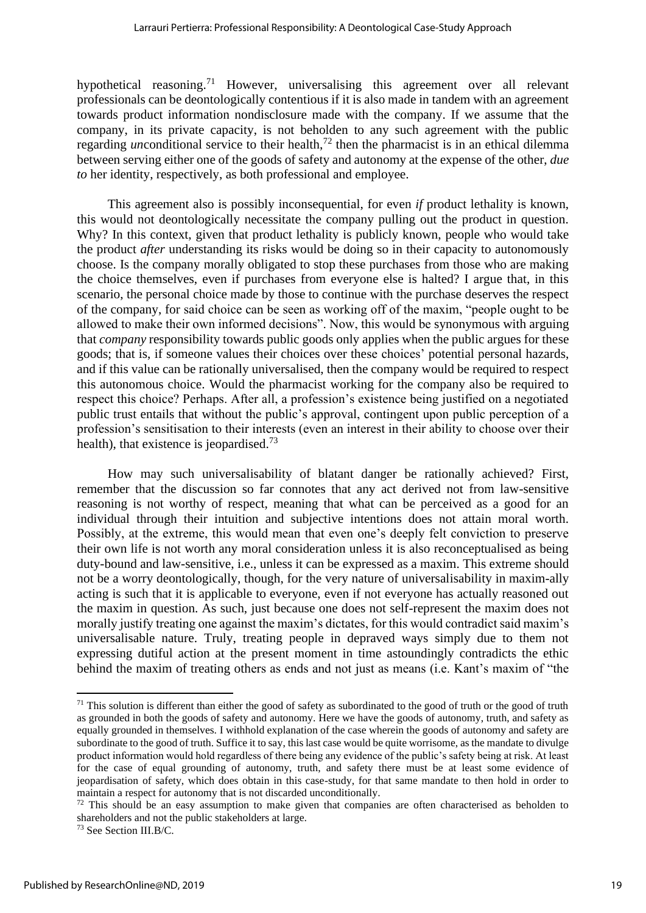hypothetical reasoning.[71] However, universalising this agreement over all relevant professionals can be deontologically contentious if it is also made in tandem with an agreement towards product information nondisclosure made with the company. If we assume that the company, in its private capacity, is not beholden to any such agreement with the public regarding *un*conditional service to their health,[72] then the pharmacist is in an ethical dilemma between serving either one of the goods of safety and autonomy at the expense of the other, *due to* her identity, respectively, as both professional and employee.

This agreement also is possibly inconsequential, for even *if* product lethality is known, this would not deontologically necessitate the company pulling out the product in question. Why? In this context, given that product lethality is publicly known, people who would take the product *after* understanding its risks would be doing so in their capacity to autonomously choose. Is the company morally obligated to stop these purchases from those who are making the choice themselves, even if purchases from everyone else is halted? I argue that, in this scenario, the personal choice made by those to continue with the purchase deserves the respect of the company, for said choice can be seen as working off of the maxim, "people ought to be allowed to make their own informed decisions". Now, this would be synonymous with arguing that *company* responsibility towards public goods only applies when the public argues for these goods; that is, if someone values their choices over these choices' potential personal hazards, and if this value can be rationally universalised, then the company would be required to respect this autonomous choice. Would the pharmacist working for the company also be required to respect this choice? Perhaps. After all, a profession's existence being justified on a negotiated public trust entails that without the public's approval, contingent upon public perception of a profession's sensitisation to their interests (even an interest in their ability to choose over their health), that existence is jeopardised.[73]

How may such universalisability of blatant danger be rationally achieved? First, remember that the discussion so far connotes that any act derived not from law-sensitive reasoning is not worthy of respect, meaning that what can be perceived as a good for an individual through their intuition and subjective intentions does not attain moral worth. Possibly, at the extreme, this would mean that even one's deeply felt conviction to preserve their own life is not worth any moral consideration unless it is also reconceptualised as being duty-bound and law-sensitive, i.e., unless it can be expressed as a maxim. This extreme should not be a worry deontologically, though, for the very nature of universalisability in maxim-ally acting is such that it is applicable to everyone, even if not everyone has actually reasoned out the maxim in question. As such, just because one does not self-represent the maxim does not morally justify treating one against the maxim's dictates, for this would contradict said maxim's universalisable nature. Truly, treating people in depraved ways simply due to them not expressing dutiful action at the present moment in time astoundingly contradicts the ethic behind the maxim of treating others as ends and not just as means (i.e. Kant's maxim of "the

---

[71] This solution is different than either the good of safety as subordinated to the good of truth or the good of truth as grounded in both the goods of safety and autonomy. Here we have the goods of autonomy, truth, and safety as equally grounded in themselves. I withhold explanation of the case wherein the goods of autonomy and safety are subordinate to the good of truth. Suffice it to say, this last case would be quite worrisome, as the mandate to divulge product information would hold regardless of there being any evidence of the public's safety being at risk. At least for the case of equal grounding of autonomy, truth, and safety there must be at least some evidence of jeopardisation of safety, which does obtain in this case-study, for that same mandate to then hold in order to maintain a respect for autonomy that is not discarded unconditionally.

[72] This should be an easy assumption to make given that companies are often characterised as beholden to shareholders and not the public stakeholders at large.

[73] See Section III.B/C.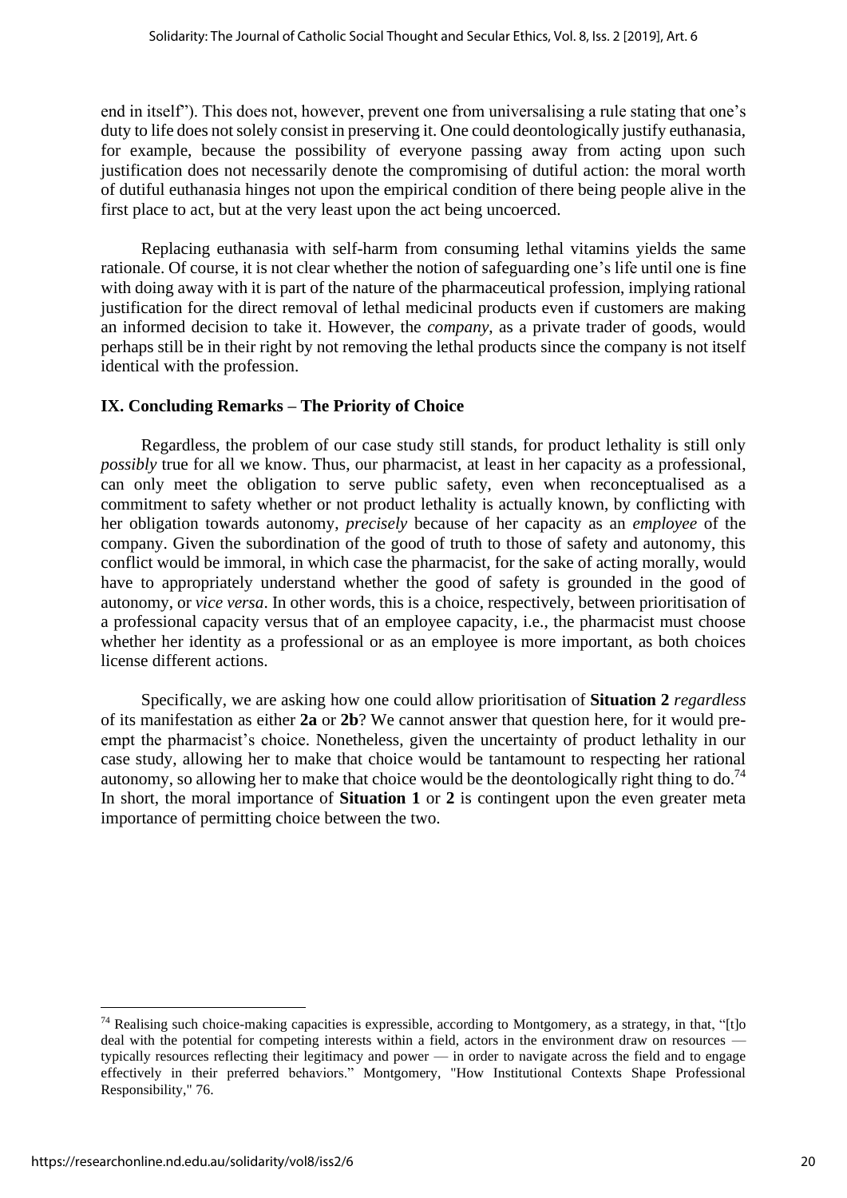end in itself"). This does not, however, prevent one from universalising a rule stating that one's duty to life does not solely consist in preserving it. One could deontologically justify euthanasia, for example, because the possibility of everyone passing away from acting upon such justification does not necessarily denote the compromising of dutiful action: the moral worth of dutiful euthanasia hinges not upon the empirical condition of there being people alive in the first place to act, but at the very least upon the act being uncoerced.

Replacing euthanasia with self-harm from consuming lethal vitamins yields the same rationale. Of course, it is not clear whether the notion of safeguarding one's life until one is fine with doing away with it is part of the nature of the pharmaceutical profession, implying rational justification for the direct removal of lethal medicinal products even if customers are making an informed decision to take it. However, the *company*, as a private trader of goods, would perhaps still be in their right by not removing the lethal products since the company is not itself identical with the profession.

## IX. Concluding Remarks – The Priority of Choice

Regardless, the problem of our case study still stands, for product lethality is still only *possibly* true for all we know. Thus, our pharmacist, at least in her capacity as a professional, can only meet the obligation to serve public safety, even when reconceptualised as a commitment to safety whether or not product lethality is actually known, by conflicting with her obligation towards autonomy, *precisely* because of her capacity as an *employee* of the company. Given the subordination of the good of truth to those of safety and autonomy, this conflict would be immoral, in which case the pharmacist, for the sake of acting morally, would have to appropriately understand whether the good of safety is grounded in the good of autonomy, or *vice versa*. In other words, this is a choice, respectively, between prioritisation of a professional capacity versus that of an employee capacity, i.e., the pharmacist must choose whether her identity as a professional or as an employee is more important, as both choices license different actions.

Specifically, we are asking how one could allow prioritisation of **Situation 2** *regardless* of its manifestation as either **2a** or **2b**? We cannot answer that question here, for it would pre-empt the pharmacist's choice. Nonetheless, given the uncertainty of product lethality in our case study, allowing her to make that choice would be tantamount to respecting her rational autonomy, so allowing her to make that choice would be the deontologically right thing to do.[74] In short, the moral importance of **Situation 1** or **2** is contingent upon the even greater meta importance of permitting choice between the two.

---

[74] Realising such choice-making capacities is expressible, according to Montgomery, as a strategy, in that, "[t]o deal with the potential for competing interests within a field, actors in the environment draw on resources — typically resources reflecting their legitimacy and power — in order to navigate across the field and to engage effectively in their preferred behaviors." Montgomery, "How Institutional Contexts Shape Professional Responsibility," 76.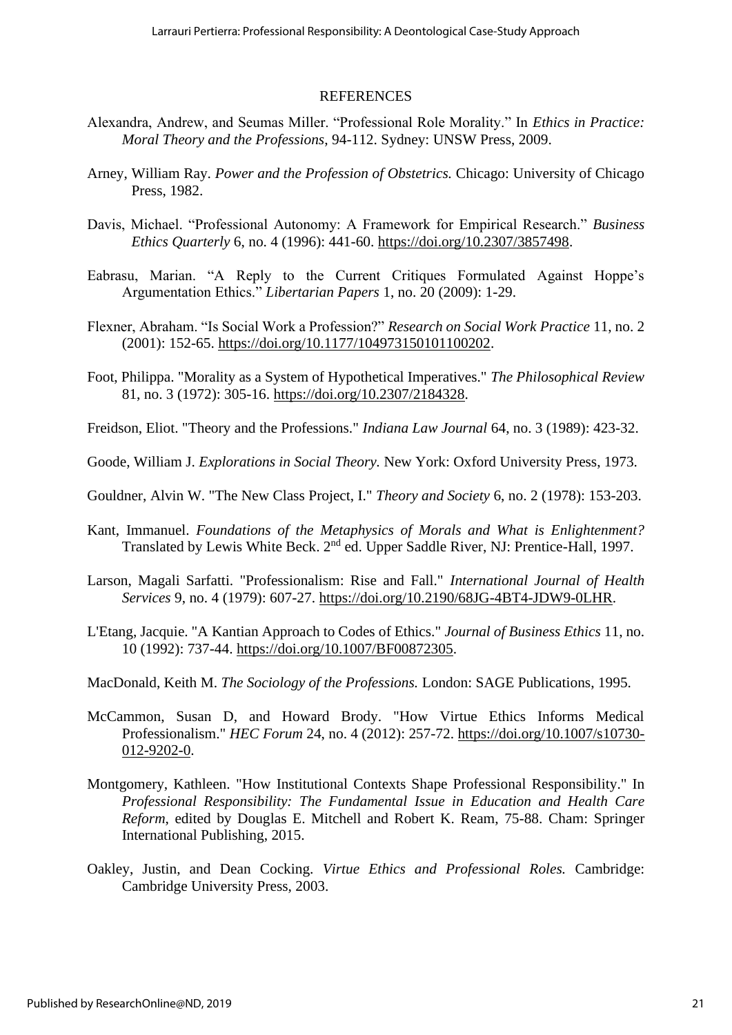## REFERENCES

Alexandra, Andrew, and Seumas Miller. "Professional Role Morality." In *Ethics in Practice: Moral Theory and the Professions*, 94-112. Sydney: UNSW Press, 2009.

Arney, William Ray. *Power and the Profession of Obstetrics.* Chicago: University of Chicago Press, 1982.

Davis, Michael. "Professional Autonomy: A Framework for Empirical Research." *Business Ethics Quarterly* 6, no. 4 (1996): 441-60. https://doi.org/10.2307/3857498.

Eabrasu, Marian. "A Reply to the Current Critiques Formulated Against Hoppe's Argumentation Ethics." *Libertarian Papers* 1, no. 20 (2009): 1-29.

Flexner, Abraham. "Is Social Work a Profession?" *Research on Social Work Practice* 11, no. 2 (2001): 152-65. https://doi.org/10.1177/104973150101100202.

Foot, Philippa. "Morality as a System of Hypothetical Imperatives." *The Philosophical Review* 81, no. 3 (1972): 305-16. https://doi.org/10.2307/2184328.

Freidson, Eliot. "Theory and the Professions." *Indiana Law Journal* 64, no. 3 (1989): 423-32.

Goode, William J. *Explorations in Social Theory.* New York: Oxford University Press, 1973.

Gouldner, Alvin W. "The New Class Project, I." *Theory and Society* 6, no. 2 (1978): 153-203.

Kant, Immanuel. *Foundations of the Metaphysics of Morals and What is Enlightenment?* Translated by Lewis White Beck. 2nd ed. Upper Saddle River, NJ: Prentice-Hall, 1997.

Larson, Magali Sarfatti. "Professionalism: Rise and Fall." *International Journal of Health Services* 9, no. 4 (1979): 607-27. https://doi.org/10.2190/68JG-4BT4-JDW9-0LHR.

L'Etang, Jacquie. "A Kantian Approach to Codes of Ethics." *Journal of Business Ethics* 11, no. 10 (1992): 737-44. https://doi.org/10.1007/BF00872305.

MacDonald, Keith M. *The Sociology of the Professions.* London: SAGE Publications, 1995.

McCammon, Susan D, and Howard Brody. "How Virtue Ethics Informs Medical Professionalism." *HEC Forum* 24, no. 4 (2012): 257-72. https://doi.org/10.1007/s10730-012-9202-0.

Montgomery, Kathleen. "How Institutional Contexts Shape Professional Responsibility." In *Professional Responsibility: The Fundamental Issue in Education and Health Care Reform*, edited by Douglas E. Mitchell and Robert K. Ream, 75-88. Cham: Springer International Publishing, 2015.

Oakley, Justin, and Dean Cocking. *Virtue Ethics and Professional Roles.* Cambridge: Cambridge University Press, 2003.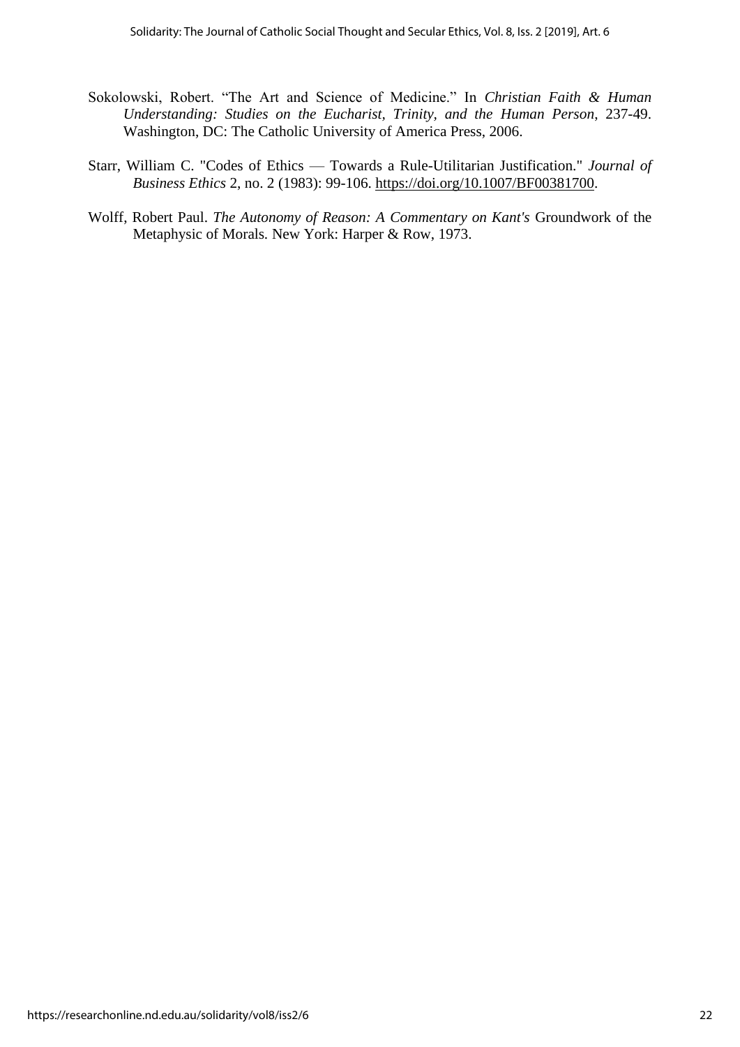Sokolowski, Robert. “The Art and Science of Medicine.” In *Christian Faith & Human Understanding: Studies on the Eucharist, Trinity, and the Human Person*, 237-49. Washington, DC: The Catholic University of America Press, 2006.

Starr, William C. "Codes of Ethics — Towards a Rule-Utilitarian Justification." *Journal of Business Ethics* 2, no. 2 (1983): 99-106. https://doi.org/10.1007/BF00381700.

Wolff, Robert Paul. *The Autonomy of Reason: A Commentary on Kant's* Groundwork of the Metaphysic of Morals. New York: Harper & Row, 1973.